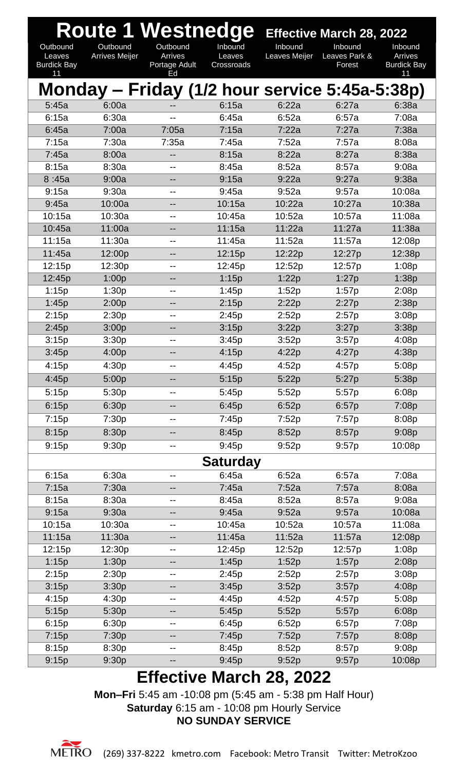# Route 1 Westnedge

**Effective March 28, 2022**

| Outbound Leaves Burdick Bay 11 | Outbound Arrives Meijer | Outbound Arrives Portage Adult Ed | Inbound Leaves Crossroads | Inbound Leaves Meijer | Inbound Leaves Park & Forest | Inbound Arrives Burdick Bay 11 |
|---|---|---|---|---|---|---|
| **Monday – Friday (1/2 hour service 5:45a-5:38p)** | | | | | | |
| 5:45a | 6:00a | -- | 6:15a | 6:22a | 6:27a | 6:38a |
| 6:15a | 6:30a | -- | 6:45a | 6:52a | 6:57a | 7:08a |
| 6:45a | 7:00a | 7:05a | 7:15a | 7:22a | 7:27a | 7:38a |
| 7:15a | 7:30a | 7:35a | 7:45a | 7:52a | 7:57a | 8:08a |
| 7:45a | 8:00a | -- | 8:15a | 8:22a | 8:27a | 8:38a |
| 8:15a | 8:30a | -- | 8:45a | 8:52a | 8:57a | 9:08a |
| 8 :45a | 9:00a | -- | 9:15a | 9:22a | 9:27a | 9:38a |
| 9:15a | 9:30a | -- | 9:45a | 9:52a | 9:57a | 10:08a |
| 9:45a | 10:00a | -- | 10:15a | 10:22a | 10:27a | 10:38a |
| 10:15a | 10:30a | -- | 10:45a | 10:52a | 10:57a | 11:08a |
| 10:45a | 11:00a | -- | 11:15a | 11:22a | 11:27a | 11:38a |
| 11:15a | 11:30a | -- | 11:45a | 11:52a | 11:57a | 12:08p |
| 11:45a | 12:00p | -- | 12:15p | 12:22p | 12:27p | 12:38p |
| 12:15p | 12:30p | -- | 12:45p | 12:52p | 12:57p | 1:08p |
| 12:45p | 1:00p | -- | 1:15p | 1:22p | 1:27p | 1:38p |
| 1:15p | 1:30p | -- | 1:45p | 1:52p | 1:57p | 2:08p |
| 1:45p | 2:00p | -- | 2:15p | 2:22p | 2:27p | 2:38p |
| 2:15p | 2:30p | -- | 2:45p | 2:52p | 2:57p | 3:08p |
| 2:45p | 3:00p | -- | 3:15p | 3:22p | 3:27p | 3:38p |
| 3:15p | 3:30p | -- | 3:45p | 3:52p | 3:57p | 4:08p |
| 3:45p | 4:00p | -- | 4:15p | 4:22p | 4:27p | 4:38p |
| 4:15p | 4:30p | -- | 4:45p | 4:52p | 4:57p | 5:08p |
| 4:45p | 5:00p | -- | 5:15p | 5:22p | 5:27p | 5:38p |
| 5:15p | 5:30p | -- | 5:45p | 5:52p | 5:57p | 6:08p |
| 6:15p | 6:30p | -- | 6:45p | 6:52p | 6:57p | 7:08p |
| 7:15p | 7:30p | -- | 7:45p | 7:52p | 7:57p | 8:08p |
| 8:15p | 8:30p | -- | 8:45p | 8:52p | 8:57p | 9:08p |
| 9:15p | 9:30p | -- | 9:45p | 9:52p | 9:57p | 10:08p |
| **Saturday** | | | | | | |
| 6:15a | 6:30a | -- | 6:45a | 6:52a | 6:57a | 7:08a |
| 7:15a | 7:30a | -- | 7:45a | 7:52a | 7:57a | 8:08a |
| 8:15a | 8:30a | -- | 8:45a | 8:52a | 8:57a | 9:08a |
| 9:15a | 9:30a | -- | 9:45a | 9:52a | 9:57a | 10:08a |
| 10:15a | 10:30a | -- | 10:45a | 10:52a | 10:57a | 11:08a |
| 11:15a | 11:30a | -- | 11:45a | 11:52a | 11:57a | 12:08p |
| 12:15p | 12:30p | -- | 12:45p | 12:52p | 12:57p | 1:08p |
| 1:15p | 1:30p | -- | 1:45p | 1:52p | 1:57p | 2:08p |
| 2:15p | 2:30p | -- | 2:45p | 2:52p | 2:57p | 3:08p |
| 3:15p | 3:30p | -- | 3:45p | 3:52p | 3:57p | 4:08p |
| 4:15p | 4:30p | -- | 4:45p | 4:52p | 4:57p | 5:08p |
| 5:15p | 5:30p | -- | 5:45p | 5:52p | 5:57p | 6:08p |
| 6:15p | 6:30p | -- | 6:45p | 6:52p | 6:57p | 7:08p |
| 7:15p | 7:30p | -- | 7:45p | 7:52p | 7:57p | 8:08p |
| 8:15p | 8:30p | -- | 8:45p | 8:52p | 8:57p | 9:08p |
| 9:15p | 9:30p | -- | 9:45p | 9:52p | 9:57p | 10:08p |

## Effective March 28, 2022

**Mon–Fri** 5:45 am -10:08 pm (5:45 am - 5:38 pm Half Hour)
**Saturday** 6:15 am - 10:08 pm Hourly Service
**NO SUNDAY SERVICE**

METRO (269) 337-8222 kmetro.com Facebook: Metro Transit Twitter: MetroKzoo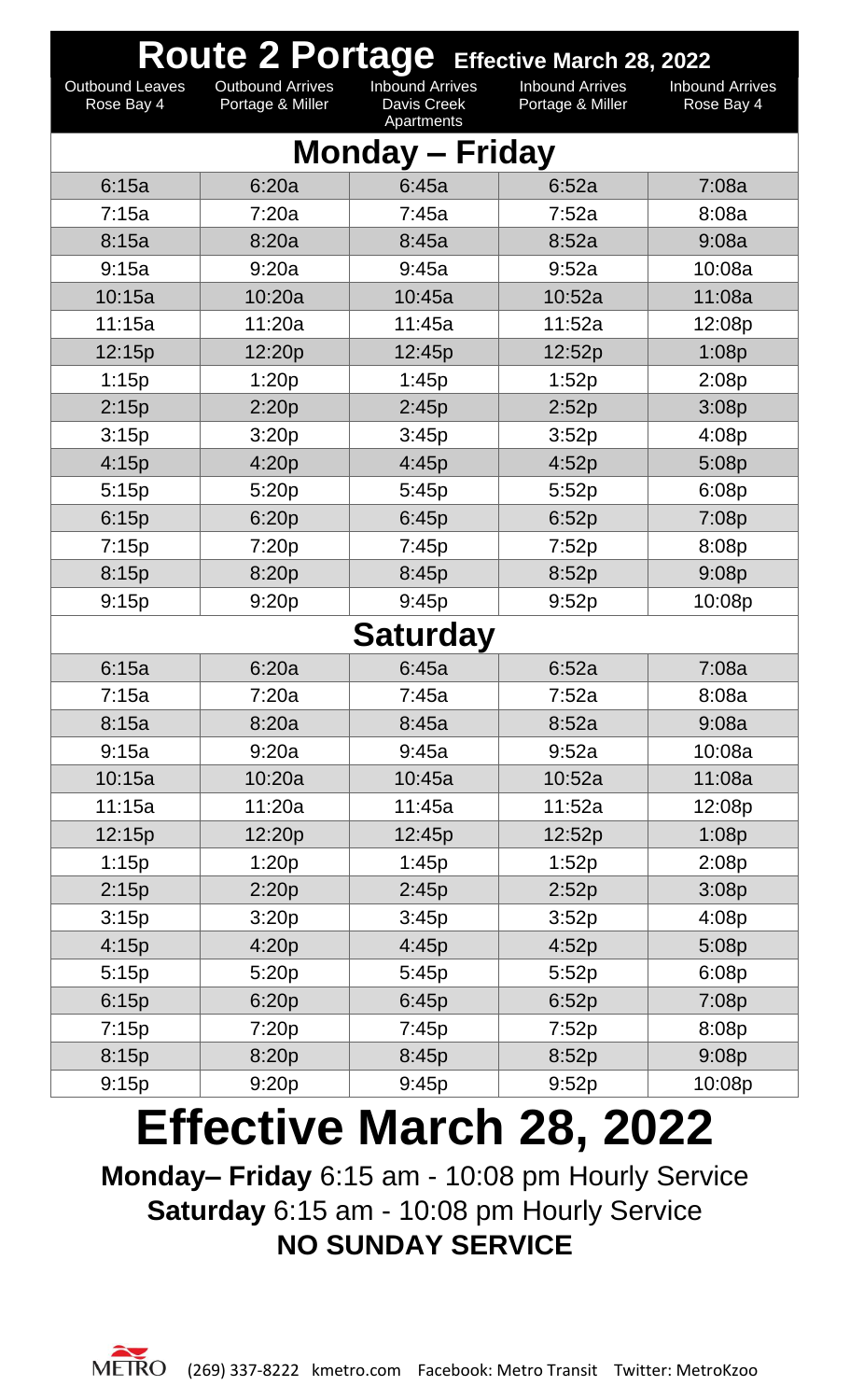# Route 2 Portage Effective March 28, 2022

| Outbound Leaves Rose Bay 4 | Outbound Arrives Portage & Miller | Inbound Arrives Davis Creek Apartments | Inbound Arrives Portage & Miller | Inbound Arrives Rose Bay 4 |
|---|---|---|---|---|
| **Monday – Friday** | | | | |
| 6:15a | 6:20a | 6:45a | 6:52a | 7:08a |
| 7:15a | 7:20a | 7:45a | 7:52a | 8:08a |
| 8:15a | 8:20a | 8:45a | 8:52a | 9:08a |
| 9:15a | 9:20a | 9:45a | 9:52a | 10:08a |
| 10:15a | 10:20a | 10:45a | 10:52a | 11:08a |
| 11:15a | 11:20a | 11:45a | 11:52a | 12:08p |
| 12:15p | 12:20p | 12:45p | 12:52p | 1:08p |
| 1:15p | 1:20p | 1:45p | 1:52p | 2:08p |
| 2:15p | 2:20p | 2:45p | 2:52p | 3:08p |
| 3:15p | 3:20p | 3:45p | 3:52p | 4:08p |
| 4:15p | 4:20p | 4:45p | 4:52p | 5:08p |
| 5:15p | 5:20p | 5:45p | 5:52p | 6:08p |
| 6:15p | 6:20p | 6:45p | 6:52p | 7:08p |
| 7:15p | 7:20p | 7:45p | 7:52p | 8:08p |
| 8:15p | 8:20p | 8:45p | 8:52p | 9:08p |
| 9:15p | 9:20p | 9:45p | 9:52p | 10:08p |
| **Saturday** | | | | |
| 6:15a | 6:20a | 6:45a | 6:52a | 7:08a |
| 7:15a | 7:20a | 7:45a | 7:52a | 8:08a |
| 8:15a | 8:20a | 8:45a | 8:52a | 9:08a |
| 9:15a | 9:20a | 9:45a | 9:52a | 10:08a |
| 10:15a | 10:20a | 10:45a | 10:52a | 11:08a |
| 11:15a | 11:20a | 11:45a | 11:52a | 12:08p |
| 12:15p | 12:20p | 12:45p | 12:52p | 1:08p |
| 1:15p | 1:20p | 1:45p | 1:52p | 2:08p |
| 2:15p | 2:20p | 2:45p | 2:52p | 3:08p |
| 3:15p | 3:20p | 3:45p | 3:52p | 4:08p |
| 4:15p | 4:20p | 4:45p | 4:52p | 5:08p |
| 5:15p | 5:20p | 5:45p | 5:52p | 6:08p |
| 6:15p | 6:20p | 6:45p | 6:52p | 7:08p |
| 7:15p | 7:20p | 7:45p | 7:52p | 8:08p |
| 8:15p | 8:20p | 8:45p | 8:52p | 9:08p |
| 9:15p | 9:20p | 9:45p | 9:52p | 10:08p |

# Effective March 28, 2022

**Monday– Friday** 6:15 am - 10:08 pm Hourly Service

**Saturday** 6:15 am - 10:08 pm Hourly Service

**NO SUNDAY SERVICE**

METRO (269) 337-8222 kmetro.com Facebook: Metro Transit Twitter: MetroKzoo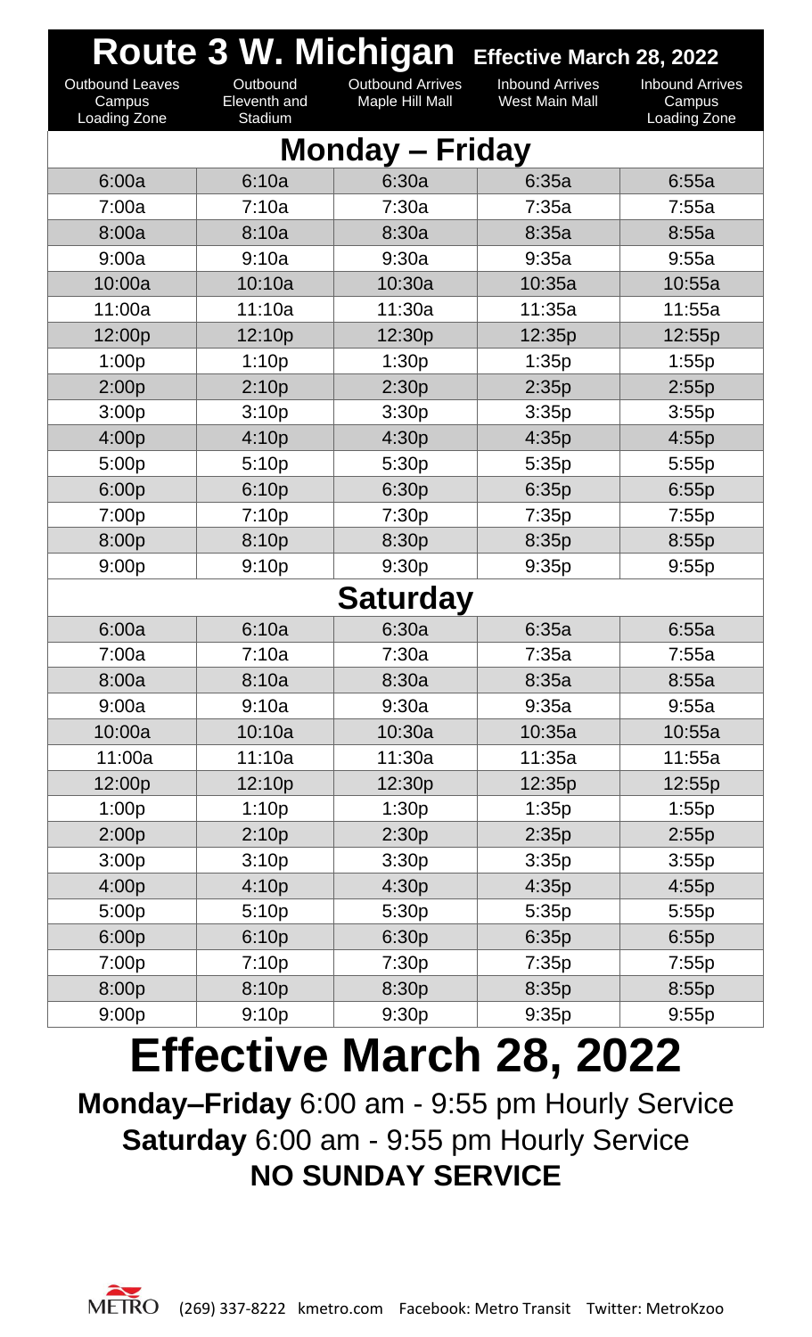# Route 3 W. Michigan

**Effective March 28, 2022**

| Outbound Leaves Campus Loading Zone | Outbound Eleventh and Stadium | Outbound Arrives Maple Hill Mall | Inbound Arrives West Main Mall | Inbound Arrives Campus Loading Zone |
|---|---|---|---|---|
| **Monday – Friday** | | | | |
| 6:00a | 6:10a | 6:30a | 6:35a | 6:55a |
| 7:00a | 7:10a | 7:30a | 7:35a | 7:55a |
| 8:00a | 8:10a | 8:30a | 8:35a | 8:55a |
| 9:00a | 9:10a | 9:30a | 9:35a | 9:55a |
| 10:00a | 10:10a | 10:30a | 10:35a | 10:55a |
| 11:00a | 11:10a | 11:30a | 11:35a | 11:55a |
| 12:00p | 12:10p | 12:30p | 12:35p | 12:55p |
| 1:00p | 1:10p | 1:30p | 1:35p | 1:55p |
| 2:00p | 2:10p | 2:30p | 2:35p | 2:55p |
| 3:00p | 3:10p | 3:30p | 3:35p | 3:55p |
| 4:00p | 4:10p | 4:30p | 4:35p | 4:55p |
| 5:00p | 5:10p | 5:30p | 5:35p | 5:55p |
| 6:00p | 6:10p | 6:30p | 6:35p | 6:55p |
| 7:00p | 7:10p | 7:30p | 7:35p | 7:55p |
| 8:00p | 8:10p | 8:30p | 8:35p | 8:55p |
| 9:00p | 9:10p | 9:30p | 9:35p | 9:55p |
| **Saturday** | | | | |
| 6:00a | 6:10a | 6:30a | 6:35a | 6:55a |
| 7:00a | 7:10a | 7:30a | 7:35a | 7:55a |
| 8:00a | 8:10a | 8:30a | 8:35a | 8:55a |
| 9:00a | 9:10a | 9:30a | 9:35a | 9:55a |
| 10:00a | 10:10a | 10:30a | 10:35a | 10:55a |
| 11:00a | 11:10a | 11:30a | 11:35a | 11:55a |
| 12:00p | 12:10p | 12:30p | 12:35p | 12:55p |
| 1:00p | 1:10p | 1:30p | 1:35p | 1:55p |
| 2:00p | 2:10p | 2:30p | 2:35p | 2:55p |
| 3:00p | 3:10p | 3:30p | 3:35p | 3:55p |
| 4:00p | 4:10p | 4:30p | 4:35p | 4:55p |
| 5:00p | 5:10p | 5:30p | 5:35p | 5:55p |
| 6:00p | 6:10p | 6:30p | 6:35p | 6:55p |
| 7:00p | 7:10p | 7:30p | 7:35p | 7:55p |
| 8:00p | 8:10p | 8:30p | 8:35p | 8:55p |
| 9:00p | 9:10p | 9:30p | 9:35p | 9:55p |

# Effective March 28, 2022

**Monday–Friday** 6:00 am - 9:55 pm Hourly Service

**Saturday** 6:00 am - 9:55 pm Hourly Service

**NO SUNDAY SERVICE**

METRO (269) 337-8222 kmetro.com Facebook: Metro Transit Twitter: MetroKzoo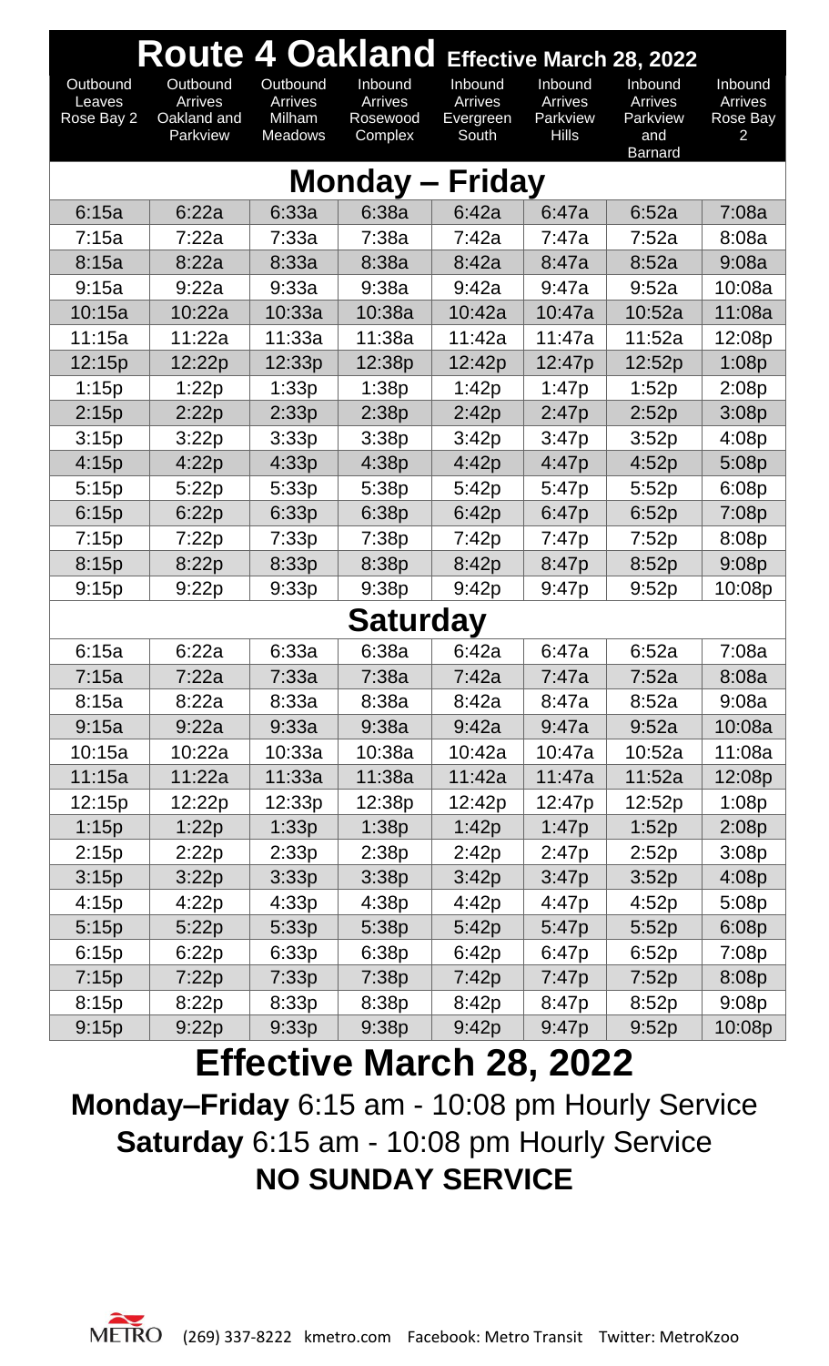# Route 4 Oakland Effective March 28, 2022

| Outbound Leaves Rose Bay 2 | Outbound Arrives Oakland and Parkview | Outbound Arrives Milham Meadows | Inbound Arrives Rosewood Complex | Inbound Arrives Evergreen South | Inbound Arrives Parkview Hills | Inbound Arrives Parkview and Barnard | Inbound Arrives Rose Bay 2 |
|---|---|---|---|---|---|---|---|
| **Monday – Friday** | | | | | | | |
| 6:15a | 6:22a | 6:33a | 6:38a | 6:42a | 6:47a | 6:52a | 7:08a |
| 7:15a | 7:22a | 7:33a | 7:38a | 7:42a | 7:47a | 7:52a | 8:08a |
| 8:15a | 8:22a | 8:33a | 8:38a | 8:42a | 8:47a | 8:52a | 9:08a |
| 9:15a | 9:22a | 9:33a | 9:38a | 9:42a | 9:47a | 9:52a | 10:08a |
| 10:15a | 10:22a | 10:33a | 10:38a | 10:42a | 10:47a | 10:52a | 11:08a |
| 11:15a | 11:22a | 11:33a | 11:38a | 11:42a | 11:47a | 11:52a | 12:08p |
| 12:15p | 12:22p | 12:33p | 12:38p | 12:42p | 12:47p | 12:52p | 1:08p |
| 1:15p | 1:22p | 1:33p | 1:38p | 1:42p | 1:47p | 1:52p | 2:08p |
| 2:15p | 2:22p | 2:33p | 2:38p | 2:42p | 2:47p | 2:52p | 3:08p |
| 3:15p | 3:22p | 3:33p | 3:38p | 3:42p | 3:47p | 3:52p | 4:08p |
| 4:15p | 4:22p | 4:33p | 4:38p | 4:42p | 4:47p | 4:52p | 5:08p |
| 5:15p | 5:22p | 5:33p | 5:38p | 5:42p | 5:47p | 5:52p | 6:08p |
| 6:15p | 6:22p | 6:33p | 6:38p | 6:42p | 6:47p | 6:52p | 7:08p |
| 7:15p | 7:22p | 7:33p | 7:38p | 7:42p | 7:47p | 7:52p | 8:08p |
| 8:15p | 8:22p | 8:33p | 8:38p | 8:42p | 8:47p | 8:52p | 9:08p |
| 9:15p | 9:22p | 9:33p | 9:38p | 9:42p | 9:47p | 9:52p | 10:08p |
| **Saturday** | | | | | | | |
| 6:15a | 6:22a | 6:33a | 6:38a | 6:42a | 6:47a | 6:52a | 7:08a |
| 7:15a | 7:22a | 7:33a | 7:38a | 7:42a | 7:47a | 7:52a | 8:08a |
| 8:15a | 8:22a | 8:33a | 8:38a | 8:42a | 8:47a | 8:52a | 9:08a |
| 9:15a | 9:22a | 9:33a | 9:38a | 9:42a | 9:47a | 9:52a | 10:08a |
| 10:15a | 10:22a | 10:33a | 10:38a | 10:42a | 10:47a | 10:52a | 11:08a |
| 11:15a | 11:22a | 11:33a | 11:38a | 11:42a | 11:47a | 11:52a | 12:08p |
| 12:15p | 12:22p | 12:33p | 12:38p | 12:42p | 12:47p | 12:52p | 1:08p |
| 1:15p | 1:22p | 1:33p | 1:38p | 1:42p | 1:47p | 1:52p | 2:08p |
| 2:15p | 2:22p | 2:33p | 2:38p | 2:42p | 2:47p | 2:52p | 3:08p |
| 3:15p | 3:22p | 3:33p | 3:38p | 3:42p | 3:47p | 3:52p | 4:08p |
| 4:15p | 4:22p | 4:33p | 4:38p | 4:42p | 4:47p | 4:52p | 5:08p |
| 5:15p | 5:22p | 5:33p | 5:38p | 5:42p | 5:47p | 5:52p | 6:08p |
| 6:15p | 6:22p | 6:33p | 6:38p | 6:42p | 6:47p | 6:52p | 7:08p |
| 7:15p | 7:22p | 7:33p | 7:38p | 7:42p | 7:47p | 7:52p | 8:08p |
| 8:15p | 8:22p | 8:33p | 8:38p | 8:42p | 8:47p | 8:52p | 9:08p |
| 9:15p | 9:22p | 9:33p | 9:38p | 9:42p | 9:47p | 9:52p | 10:08p |

## Effective March 28, 2022

**Monday–Friday** 6:15 am - 10:08 pm Hourly Service

**Saturday** 6:15 am - 10:08 pm Hourly Service

**NO SUNDAY SERVICE**

METRO (269) 337-8222 kmetro.com Facebook: Metro Transit Twitter: MetroKzoo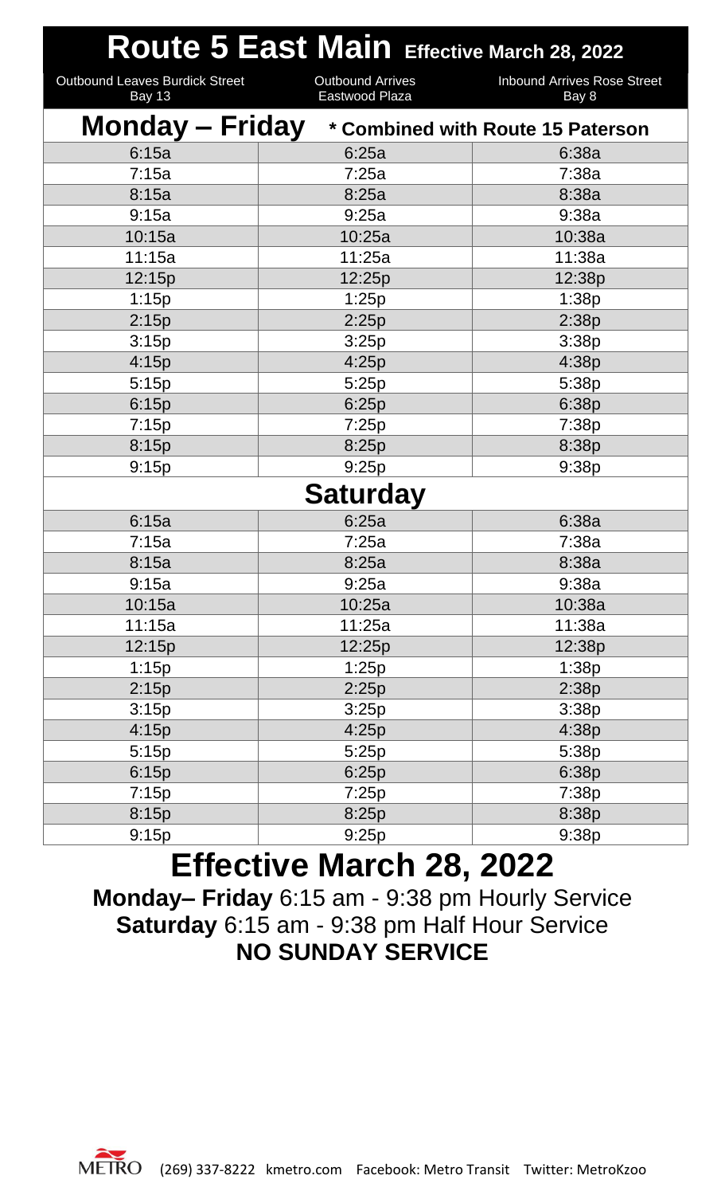# Route 5 East Main Effective March 28, 2022

| Outbound Leaves Burdick Street Bay 13 | Outbound Arrives Eastwood Plaza | Inbound Arrives Rose Street Bay 8 |
|---|---|---|
| **Monday – Friday** | **\* Combined with Route 15 Paterson** | |
| 6:15a | 6:25a | 6:38a |
| 7:15a | 7:25a | 7:38a |
| 8:15a | 8:25a | 8:38a |
| 9:15a | 9:25a | 9:38a |
| 10:15a | 10:25a | 10:38a |
| 11:15a | 11:25a | 11:38a |
| 12:15p | 12:25p | 12:38p |
| 1:15p | 1:25p | 1:38p |
| 2:15p | 2:25p | 2:38p |
| 3:15p | 3:25p | 3:38p |
| 4:15p | 4:25p | 4:38p |
| 5:15p | 5:25p | 5:38p |
| 6:15p | 6:25p | 6:38p |
| 7:15p | 7:25p | 7:38p |
| 8:15p | 8:25p | 8:38p |
| 9:15p | 9:25p | 9:38p |
| **Saturday** | | |
| 6:15a | 6:25a | 6:38a |
| 7:15a | 7:25a | 7:38a |
| 8:15a | 8:25a | 8:38a |
| 9:15a | 9:25a | 9:38a |
| 10:15a | 10:25a | 10:38a |
| 11:15a | 11:25a | 11:38a |
| 12:15p | 12:25p | 12:38p |
| 1:15p | 1:25p | 1:38p |
| 2:15p | 2:25p | 2:38p |
| 3:15p | 3:25p | 3:38p |
| 4:15p | 4:25p | 4:38p |
| 5:15p | 5:25p | 5:38p |
| 6:15p | 6:25p | 6:38p |
| 7:15p | 7:25p | 7:38p |
| 8:15p | 8:25p | 8:38p |
| 9:15p | 9:25p | 9:38p |

## Effective March 28, 2022

**Monday– Friday** 6:15 am - 9:38 pm Hourly Service

**Saturday** 6:15 am - 9:38 pm Half Hour Service

**NO SUNDAY SERVICE**

METRO (269) 337-8222 kmetro.com Facebook: Metro Transit Twitter: MetroKzoo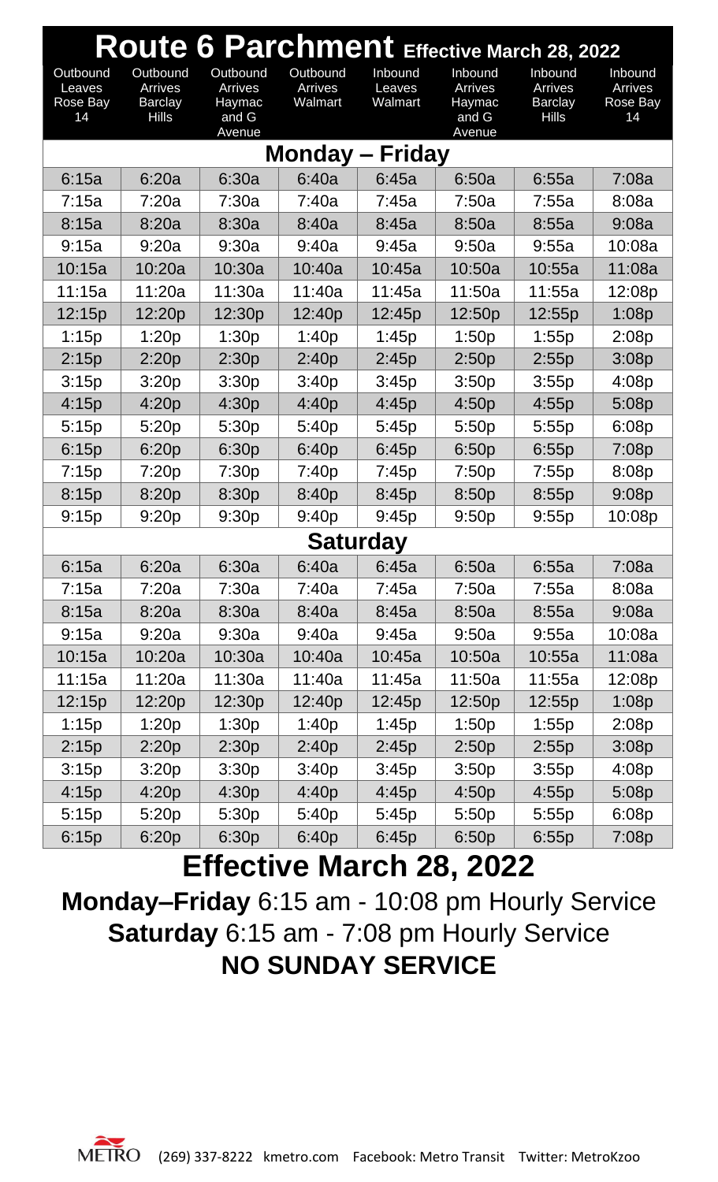# Route 6 Parchment Effective March 28, 2022

| Outbound Leaves Rose Bay 14 | Outbound Arrives Barclay Hills | Outbound Arrives Haymac and G Avenue | Outbound Arrives Walmart | Inbound Leaves Walmart | Inbound Arrives Haymac and G Avenue | Inbound Arrives Barclay Hills | Inbound Arrives Rose Bay 14 |
|---|---|---|---|---|---|---|---|
| **Monday – Friday** | | | | | | | |
| 6:15a | 6:20a | 6:30a | 6:40a | 6:45a | 6:50a | 6:55a | 7:08a |
| 7:15a | 7:20a | 7:30a | 7:40a | 7:45a | 7:50a | 7:55a | 8:08a |
| 8:15a | 8:20a | 8:30a | 8:40a | 8:45a | 8:50a | 8:55a | 9:08a |
| 9:15a | 9:20a | 9:30a | 9:40a | 9:45a | 9:50a | 9:55a | 10:08a |
| 10:15a | 10:20a | 10:30a | 10:40a | 10:45a | 10:50a | 10:55a | 11:08a |
| 11:15a | 11:20a | 11:30a | 11:40a | 11:45a | 11:50a | 11:55a | 12:08p |
| 12:15p | 12:20p | 12:30p | 12:40p | 12:45p | 12:50p | 12:55p | 1:08p |
| 1:15p | 1:20p | 1:30p | 1:40p | 1:45p | 1:50p | 1:55p | 2:08p |
| 2:15p | 2:20p | 2:30p | 2:40p | 2:45p | 2:50p | 2:55p | 3:08p |
| 3:15p | 3:20p | 3:30p | 3:40p | 3:45p | 3:50p | 3:55p | 4:08p |
| 4:15p | 4:20p | 4:30p | 4:40p | 4:45p | 4:50p | 4:55p | 5:08p |
| 5:15p | 5:20p | 5:30p | 5:40p | 5:45p | 5:50p | 5:55p | 6:08p |
| 6:15p | 6:20p | 6:30p | 6:40p | 6:45p | 6:50p | 6:55p | 7:08p |
| 7:15p | 7:20p | 7:30p | 7:40p | 7:45p | 7:50p | 7:55p | 8:08p |
| 8:15p | 8:20p | 8:30p | 8:40p | 8:45p | 8:50p | 8:55p | 9:08p |
| 9:15p | 9:20p | 9:30p | 9:40p | 9:45p | 9:50p | 9:55p | 10:08p |
| **Saturday** | | | | | | | |
| 6:15a | 6:20a | 6:30a | 6:40a | 6:45a | 6:50a | 6:55a | 7:08a |
| 7:15a | 7:20a | 7:30a | 7:40a | 7:45a | 7:50a | 7:55a | 8:08a |
| 8:15a | 8:20a | 8:30a | 8:40a | 8:45a | 8:50a | 8:55a | 9:08a |
| 9:15a | 9:20a | 9:30a | 9:40a | 9:45a | 9:50a | 9:55a | 10:08a |
| 10:15a | 10:20a | 10:30a | 10:40a | 10:45a | 10:50a | 10:55a | 11:08a |
| 11:15a | 11:20a | 11:30a | 11:40a | 11:45a | 11:50a | 11:55a | 12:08p |
| 12:15p | 12:20p | 12:30p | 12:40p | 12:45p | 12:50p | 12:55p | 1:08p |
| 1:15p | 1:20p | 1:30p | 1:40p | 1:45p | 1:50p | 1:55p | 2:08p |
| 2:15p | 2:20p | 2:30p | 2:40p | 2:45p | 2:50p | 2:55p | 3:08p |
| 3:15p | 3:20p | 3:30p | 3:40p | 3:45p | 3:50p | 3:55p | 4:08p |
| 4:15p | 4:20p | 4:30p | 4:40p | 4:45p | 4:50p | 4:55p | 5:08p |
| 5:15p | 5:20p | 5:30p | 5:40p | 5:45p | 5:50p | 5:55p | 6:08p |
| 6:15p | 6:20p | 6:30p | 6:40p | 6:45p | 6:50p | 6:55p | 7:08p |

## Effective March 28, 2022

**Monday–Friday** 6:15 am - 10:08 pm Hourly Service

**Saturday** 6:15 am - 7:08 pm Hourly Service

**NO SUNDAY SERVICE**

METRO (269) 337-8222 kmetro.com Facebook: Metro Transit Twitter: MetroKzoo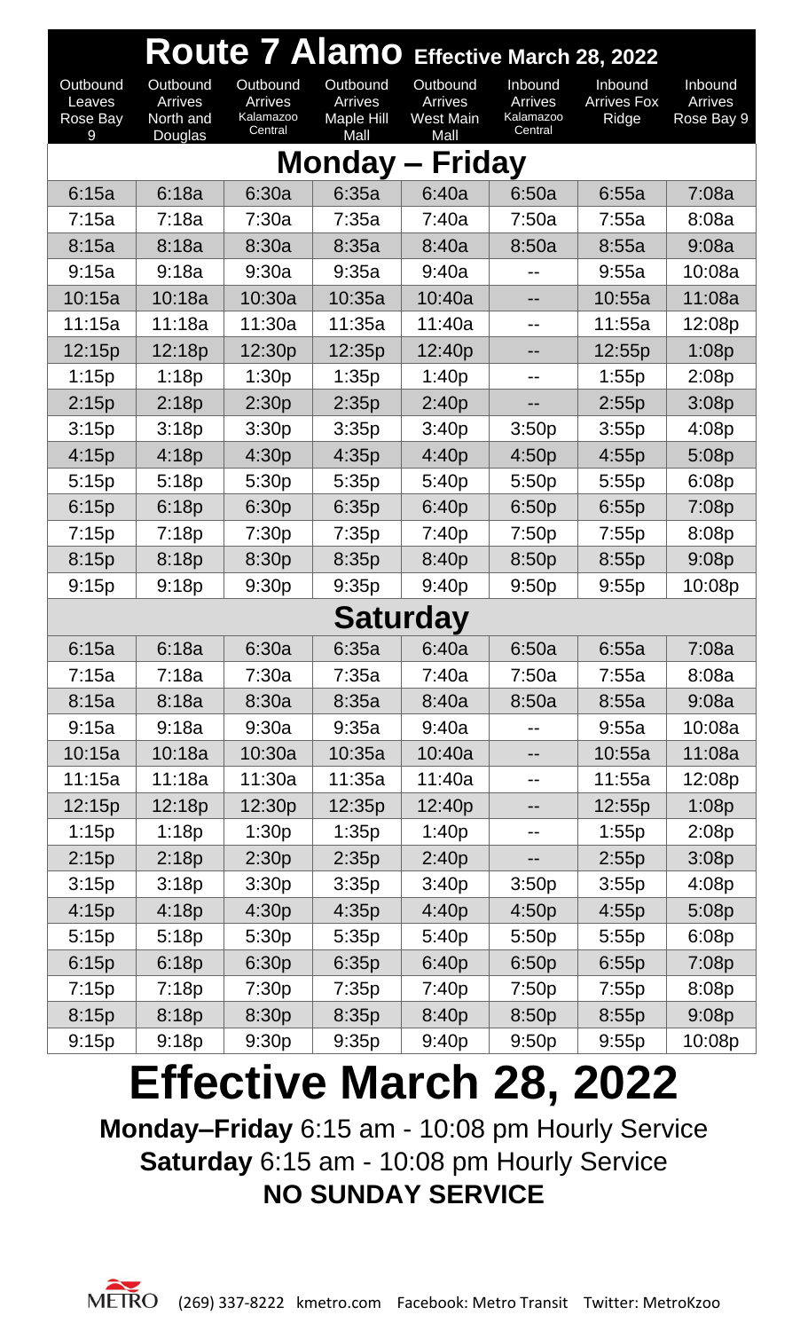# Route 7 Alamo Effective March 28, 2022

| Outbound Leaves Rose Bay 9 | Outbound Arrives North and Douglas | Outbound Arrives Kalamazoo Central | Outbound Arrives Maple Hill Mall | Outbound Arrives West Main Mall | Inbound Arrives Kalamazoo Central | Inbound Arrives Fox Ridge | Inbound Arrives Rose Bay 9 |
|---|---|---|---|---|---|---|---|
| **Monday – Friday** | | | | | | | |
| 6:15a | 6:18a | 6:30a | 6:35a | 6:40a | 6:50a | 6:55a | 7:08a |
| 7:15a | 7:18a | 7:30a | 7:35a | 7:40a | 7:50a | 7:55a | 8:08a |
| 8:15a | 8:18a | 8:30a | 8:35a | 8:40a | 8:50a | 8:55a | 9:08a |
| 9:15a | 9:18a | 9:30a | 9:35a | 9:40a | -- | 9:55a | 10:08a |
| 10:15a | 10:18a | 10:30a | 10:35a | 10:40a | -- | 10:55a | 11:08a |
| 11:15a | 11:18a | 11:30a | 11:35a | 11:40a | -- | 11:55a | 12:08p |
| 12:15p | 12:18p | 12:30p | 12:35p | 12:40p | -- | 12:55p | 1:08p |
| 1:15p | 1:18p | 1:30p | 1:35p | 1:40p | -- | 1:55p | 2:08p |
| 2:15p | 2:18p | 2:30p | 2:35p | 2:40p | -- | 2:55p | 3:08p |
| 3:15p | 3:18p | 3:30p | 3:35p | 3:40p | 3:50p | 3:55p | 4:08p |
| 4:15p | 4:18p | 4:30p | 4:35p | 4:40p | 4:50p | 4:55p | 5:08p |
| 5:15p | 5:18p | 5:30p | 5:35p | 5:40p | 5:50p | 5:55p | 6:08p |
| 6:15p | 6:18p | 6:30p | 6:35p | 6:40p | 6:50p | 6:55p | 7:08p |
| 7:15p | 7:18p | 7:30p | 7:35p | 7:40p | 7:50p | 7:55p | 8:08p |
| 8:15p | 8:18p | 8:30p | 8:35p | 8:40p | 8:50p | 8:55p | 9:08p |
| 9:15p | 9:18p | 9:30p | 9:35p | 9:40p | 9:50p | 9:55p | 10:08p |
| **Saturday** | | | | | | | |
| 6:15a | 6:18a | 6:30a | 6:35a | 6:40a | 6:50a | 6:55a | 7:08a |
| 7:15a | 7:18a | 7:30a | 7:35a | 7:40a | 7:50a | 7:55a | 8:08a |
| 8:15a | 8:18a | 8:30a | 8:35a | 8:40a | 8:50a | 8:55a | 9:08a |
| 9:15a | 9:18a | 9:30a | 9:35a | 9:40a | -- | 9:55a | 10:08a |
| 10:15a | 10:18a | 10:30a | 10:35a | 10:40a | -- | 10:55a | 11:08a |
| 11:15a | 11:18a | 11:30a | 11:35a | 11:40a | -- | 11:55a | 12:08p |
| 12:15p | 12:18p | 12:30p | 12:35p | 12:40p | -- | 12:55p | 1:08p |
| 1:15p | 1:18p | 1:30p | 1:35p | 1:40p | -- | 1:55p | 2:08p |
| 2:15p | 2:18p | 2:30p | 2:35p | 2:40p | -- | 2:55p | 3:08p |
| 3:15p | 3:18p | 3:30p | 3:35p | 3:40p | 3:50p | 3:55p | 4:08p |
| 4:15p | 4:18p | 4:30p | 4:35p | 4:40p | 4:50p | 4:55p | 5:08p |
| 5:15p | 5:18p | 5:30p | 5:35p | 5:40p | 5:50p | 5:55p | 6:08p |
| 6:15p | 6:18p | 6:30p | 6:35p | 6:40p | 6:50p | 6:55p | 7:08p |
| 7:15p | 7:18p | 7:30p | 7:35p | 7:40p | 7:50p | 7:55p | 8:08p |
| 8:15p | 8:18p | 8:30p | 8:35p | 8:40p | 8:50p | 8:55p | 9:08p |
| 9:15p | 9:18p | 9:30p | 9:35p | 9:40p | 9:50p | 9:55p | 10:08p |

# Effective March 28, 2022

**Monday–Friday** 6:15 am - 10:08 pm Hourly Service
**Saturday** 6:15 am - 10:08 pm Hourly Service
**NO SUNDAY SERVICE**

METRO (269) 337-8222 kmetro.com Facebook: Metro Transit Twitter: MetroKzoo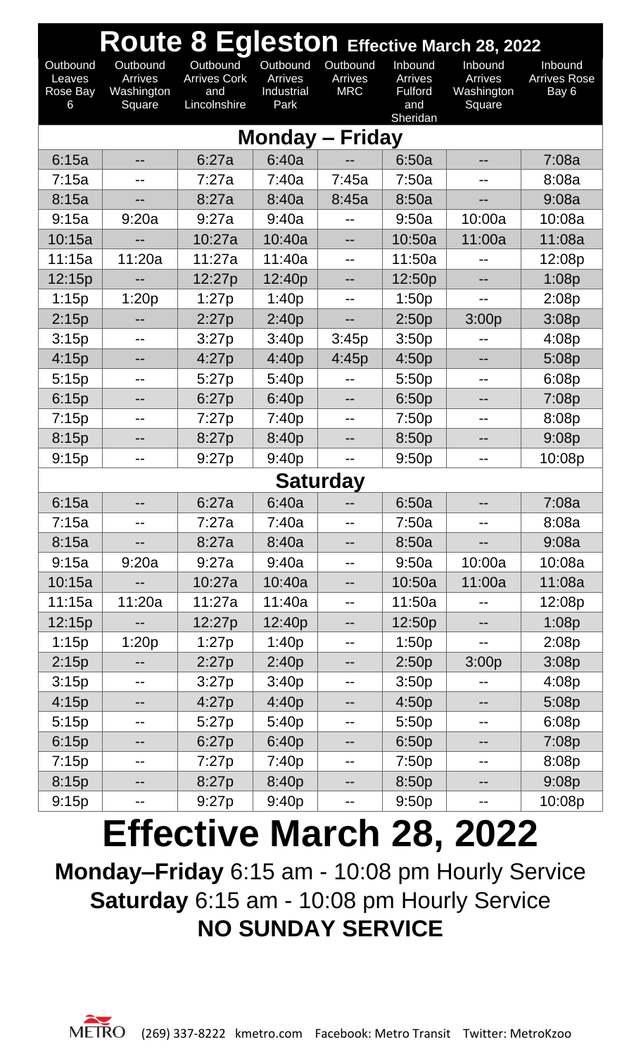# Route 8 Egleston Effective March 28, 2022

| Outbound Leaves Rose Bay 6 | Outbound Arrives Washington Square | Outbound Arrives Cork and Lincolnshire | Outbound Arrives Industrial Park | Outbound Arrives MRC | Inbound Arrives Fulford and Sheridan | Inbound Arrives Washington Square | Inbound Arrives Rose Bay 6 |
|---|---|---|---|---|---|---|---|
| **Monday – Friday** | | | | | | | |
| 6:15a | -- | 6:27a | 6:40a | -- | 6:50a | -- | 7:08a |
| 7:15a | -- | 7:27a | 7:40a | 7:45a | 7:50a | -- | 8:08a |
| 8:15a | -- | 8:27a | 8:40a | 8:45a | 8:50a | -- | 9:08a |
| 9:15a | 9:20a | 9:27a | 9:40a | -- | 9:50a | 10:00a | 10:08a |
| 10:15a | -- | 10:27a | 10:40a | -- | 10:50a | 11:00a | 11:08a |
| 11:15a | 11:20a | 11:27a | 11:40a | -- | 11:50a | -- | 12:08p |
| 12:15p | -- | 12:27p | 12:40p | -- | 12:50p | -- | 1:08p |
| 1:15p | 1:20p | 1:27p | 1:40p | -- | 1:50p | -- | 2:08p |
| 2:15p | -- | 2:27p | 2:40p | -- | 2:50p | 3:00p | 3:08p |
| 3:15p | -- | 3:27p | 3:40p | 3:45p | 3:50p | -- | 4:08p |
| 4:15p | -- | 4:27p | 4:40p | 4:45p | 4:50p | -- | 5:08p |
| 5:15p | -- | 5:27p | 5:40p | -- | 5:50p | -- | 6:08p |
| 6:15p | -- | 6:27p | 6:40p | -- | 6:50p | -- | 7:08p |
| 7:15p | -- | 7:27p | 7:40p | -- | 7:50p | -- | 8:08p |
| 8:15p | -- | 8:27p | 8:40p | -- | 8:50p | -- | 9:08p |
| 9:15p | -- | 9:27p | 9:40p | -- | 9:50p | -- | 10:08p |
| **Saturday** | | | | | | | |
| 6:15a | -- | 6:27a | 6:40a | -- | 6:50a | -- | 7:08a |
| 7:15a | -- | 7:27a | 7:40a | -- | 7:50a | -- | 8:08a |
| 8:15a | -- | 8:27a | 8:40a | -- | 8:50a | -- | 9:08a |
| 9:15a | 9:20a | 9:27a | 9:40a | -- | 9:50a | 10:00a | 10:08a |
| 10:15a | -- | 10:27a | 10:40a | -- | 10:50a | 11:00a | 11:08a |
| 11:15a | 11:20a | 11:27a | 11:40a | -- | 11:50a | -- | 12:08p |
| 12:15p | -- | 12:27p | 12:40p | -- | 12:50p | -- | 1:08p |
| 1:15p | 1:20p | 1:27p | 1:40p | -- | 1:50p | -- | 2:08p |
| 2:15p | -- | 2:27p | 2:40p | -- | 2:50p | 3:00p | 3:08p |
| 3:15p | -- | 3:27p | 3:40p | -- | 3:50p | -- | 4:08p |
| 4:15p | -- | 4:27p | 4:40p | -- | 4:50p | -- | 5:08p |
| 5:15p | -- | 5:27p | 5:40p | -- | 5:50p | -- | 6:08p |
| 6:15p | -- | 6:27p | 6:40p | -- | 6:50p | -- | 7:08p |
| 7:15p | -- | 7:27p | 7:40p | -- | 7:50p | -- | 8:08p |
| 8:15p | -- | 8:27p | 8:40p | -- | 8:50p | -- | 9:08p |
| 9:15p | -- | 9:27p | 9:40p | -- | 9:50p | -- | 10:08p |

# Effective March 28, 2022

**Monday–Friday** 6:15 am - 10:08 pm Hourly Service

**Saturday** 6:15 am - 10:08 pm Hourly Service

**NO SUNDAY SERVICE**

METRO (269) 337-8222 kmetro.com Facebook: Metro Transit Twitter: MetroKzoo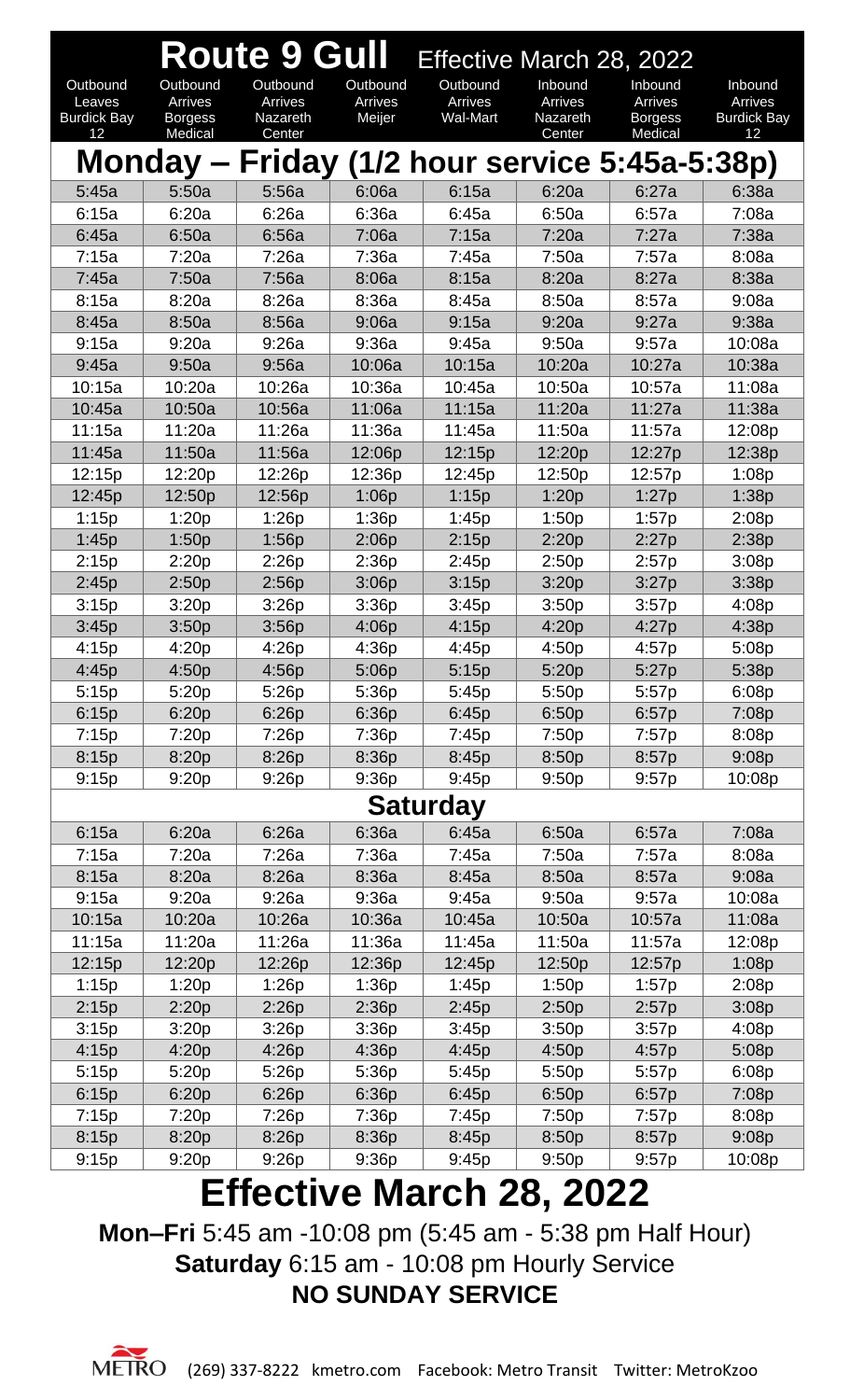# Route 9 Gull

Effective March 28, 2022

| Outbound Leaves Burdick Bay 12 | Outbound Arrives Borgess Medical | Outbound Arrives Nazareth Center | Outbound Arrives Meijer | Outbound Arrives Wal-Mart | Inbound Arrives Nazareth Center | Inbound Arrives Borgess Medical | Inbound Arrives Burdick Bay 12 |
|---|---|---|---|---|---|---|---|
| **Monday – Friday (1/2 hour service 5:45a-5:38p)** | | | | | | | |
| 5:45a | 5:50a | 5:56a | 6:06a | 6:15a | 6:20a | 6:27a | 6:38a |
| 6:15a | 6:20a | 6:26a | 6:36a | 6:45a | 6:50a | 6:57a | 7:08a |
| 6:45a | 6:50a | 6:56a | 7:06a | 7:15a | 7:20a | 7:27a | 7:38a |
| 7:15a | 7:20a | 7:26a | 7:36a | 7:45a | 7:50a | 7:57a | 8:08a |
| 7:45a | 7:50a | 7:56a | 8:06a | 8:15a | 8:20a | 8:27a | 8:38a |
| 8:15a | 8:20a | 8:26a | 8:36a | 8:45a | 8:50a | 8:57a | 9:08a |
| 8:45a | 8:50a | 8:56a | 9:06a | 9:15a | 9:20a | 9:27a | 9:38a |
| 9:15a | 9:20a | 9:26a | 9:36a | 9:45a | 9:50a | 9:57a | 10:08a |
| 9:45a | 9:50a | 9:56a | 10:06a | 10:15a | 10:20a | 10:27a | 10:38a |
| 10:15a | 10:20a | 10:26a | 10:36a | 10:45a | 10:50a | 10:57a | 11:08a |
| 10:45a | 10:50a | 10:56a | 11:06a | 11:15a | 11:20a | 11:27a | 11:38a |
| 11:15a | 11:20a | 11:26a | 11:36a | 11:45a | 11:50a | 11:57a | 12:08p |
| 11:45a | 11:50a | 11:56a | 12:06p | 12:15p | 12:20p | 12:27p | 12:38p |
| 12:15p | 12:20p | 12:26p | 12:36p | 12:45p | 12:50p | 12:57p | 1:08p |
| 12:45p | 12:50p | 12:56p | 1:06p | 1:15p | 1:20p | 1:27p | 1:38p |
| 1:15p | 1:20p | 1:26p | 1:36p | 1:45p | 1:50p | 1:57p | 2:08p |
| 1:45p | 1:50p | 1:56p | 2:06p | 2:15p | 2:20p | 2:27p | 2:38p |
| 2:15p | 2:20p | 2:26p | 2:36p | 2:45p | 2:50p | 2:57p | 3:08p |
| 2:45p | 2:50p | 2:56p | 3:06p | 3:15p | 3:20p | 3:27p | 3:38p |
| 3:15p | 3:20p | 3:26p | 3:36p | 3:45p | 3:50p | 3:57p | 4:08p |
| 3:45p | 3:50p | 3:56p | 4:06p | 4:15p | 4:20p | 4:27p | 4:38p |
| 4:15p | 4:20p | 4:26p | 4:36p | 4:45p | 4:50p | 4:57p | 5:08p |
| 4:45p | 4:50p | 4:56p | 5:06p | 5:15p | 5:20p | 5:27p | 5:38p |
| 5:15p | 5:20p | 5:26p | 5:36p | 5:45p | 5:50p | 5:57p | 6:08p |
| 6:15p | 6:20p | 6:26p | 6:36p | 6:45p | 6:50p | 6:57p | 7:08p |
| 7:15p | 7:20p | 7:26p | 7:36p | 7:45p | 7:50p | 7:57p | 8:08p |
| 8:15p | 8:20p | 8:26p | 8:36p | 8:45p | 8:50p | 8:57p | 9:08p |
| 9:15p | 9:20p | 9:26p | 9:36p | 9:45p | 9:50p | 9:57p | 10:08p |
| **Saturday** | | | | | | | |
| 6:15a | 6:20a | 6:26a | 6:36a | 6:45a | 6:50a | 6:57a | 7:08a |
| 7:15a | 7:20a | 7:26a | 7:36a | 7:45a | 7:50a | 7:57a | 8:08a |
| 8:15a | 8:20a | 8:26a | 8:36a | 8:45a | 8:50a | 8:57a | 9:08a |
| 9:15a | 9:20a | 9:26a | 9:36a | 9:45a | 9:50a | 9:57a | 10:08a |
| 10:15a | 10:20a | 10:26a | 10:36a | 10:45a | 10:50a | 10:57a | 11:08a |
| 11:15a | 11:20a | 11:26a | 11:36a | 11:45a | 11:50a | 11:57a | 12:08p |
| 12:15p | 12:20p | 12:26p | 12:36p | 12:45p | 12:50p | 12:57p | 1:08p |
| 1:15p | 1:20p | 1:26p | 1:36p | 1:45p | 1:50p | 1:57p | 2:08p |
| 2:15p | 2:20p | 2:26p | 2:36p | 2:45p | 2:50p | 2:57p | 3:08p |
| 3:15p | 3:20p | 3:26p | 3:36p | 3:45p | 3:50p | 3:57p | 4:08p |
| 4:15p | 4:20p | 4:26p | 4:36p | 4:45p | 4:50p | 4:57p | 5:08p |
| 5:15p | 5:20p | 5:26p | 5:36p | 5:45p | 5:50p | 5:57p | 6:08p |
| 6:15p | 6:20p | 6:26p | 6:36p | 6:45p | 6:50p | 6:57p | 7:08p |
| 7:15p | 7:20p | 7:26p | 7:36p | 7:45p | 7:50p | 7:57p | 8:08p |
| 8:15p | 8:20p | 8:26p | 8:36p | 8:45p | 8:50p | 8:57p | 9:08p |
| 9:15p | 9:20p | 9:26p | 9:36p | 9:45p | 9:50p | 9:57p | 10:08p |

# Effective March 28, 2022

**Mon–Fri** 5:45 am -10:08 pm (5:45 am - 5:38 pm Half Hour)

**Saturday** 6:15 am - 10:08 pm Hourly Service

**NO SUNDAY SERVICE**

METRO (269) 337-8222 kmetro.com Facebook: Metro Transit Twitter: MetroKzoo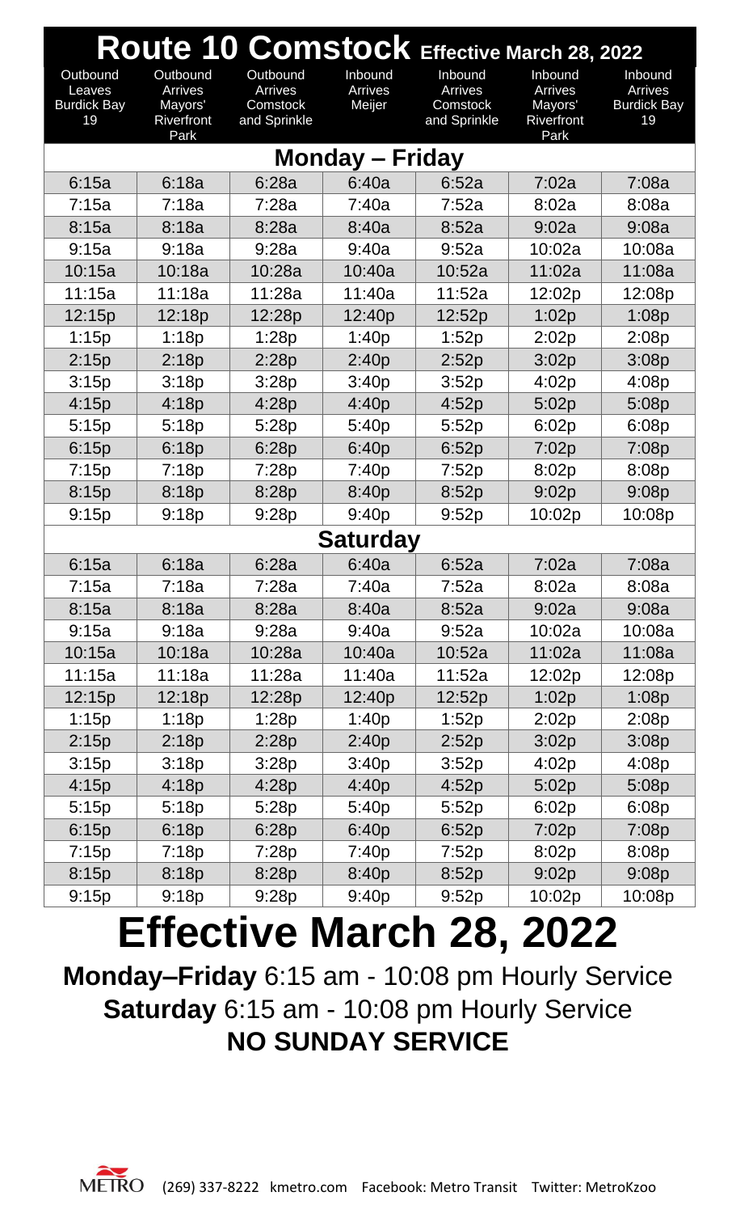# Route 10 Comstock Effective March 28, 2022

| Outbound Leaves Burdick Bay 19 | Outbound Arrives Mayors' Riverfront Park | Outbound Arrives Comstock and Sprinkle | Inbound Arrives Meijer | Inbound Arrives Comstock and Sprinkle | Inbound Arrives Mayors' Riverfront Park | Inbound Arrives Burdick Bay 19 |
|---|---|---|---|---|---|---|
| **Monday – Friday** | | | | | | |
| 6:15a | 6:18a | 6:28a | 6:40a | 6:52a | 7:02a | 7:08a |
| 7:15a | 7:18a | 7:28a | 7:40a | 7:52a | 8:02a | 8:08a |
| 8:15a | 8:18a | 8:28a | 8:40a | 8:52a | 9:02a | 9:08a |
| 9:15a | 9:18a | 9:28a | 9:40a | 9:52a | 10:02a | 10:08a |
| 10:15a | 10:18a | 10:28a | 10:40a | 10:52a | 11:02a | 11:08a |
| 11:15a | 11:18a | 11:28a | 11:40a | 11:52a | 12:02p | 12:08p |
| 12:15p | 12:18p | 12:28p | 12:40p | 12:52p | 1:02p | 1:08p |
| 1:15p | 1:18p | 1:28p | 1:40p | 1:52p | 2:02p | 2:08p |
| 2:15p | 2:18p | 2:28p | 2:40p | 2:52p | 3:02p | 3:08p |
| 3:15p | 3:18p | 3:28p | 3:40p | 3:52p | 4:02p | 4:08p |
| 4:15p | 4:18p | 4:28p | 4:40p | 4:52p | 5:02p | 5:08p |
| 5:15p | 5:18p | 5:28p | 5:40p | 5:52p | 6:02p | 6:08p |
| 6:15p | 6:18p | 6:28p | 6:40p | 6:52p | 7:02p | 7:08p |
| 7:15p | 7:18p | 7:28p | 7:40p | 7:52p | 8:02p | 8:08p |
| 8:15p | 8:18p | 8:28p | 8:40p | 8:52p | 9:02p | 9:08p |
| 9:15p | 9:18p | 9:28p | 9:40p | 9:52p | 10:02p | 10:08p |
| **Saturday** | | | | | | |
| 6:15a | 6:18a | 6:28a | 6:40a | 6:52a | 7:02a | 7:08a |
| 7:15a | 7:18a | 7:28a | 7:40a | 7:52a | 8:02a | 8:08a |
| 8:15a | 8:18a | 8:28a | 8:40a | 8:52a | 9:02a | 9:08a |
| 9:15a | 9:18a | 9:28a | 9:40a | 9:52a | 10:02a | 10:08a |
| 10:15a | 10:18a | 10:28a | 10:40a | 10:52a | 11:02a | 11:08a |
| 11:15a | 11:18a | 11:28a | 11:40a | 11:52a | 12:02p | 12:08p |
| 12:15p | 12:18p | 12:28p | 12:40p | 12:52p | 1:02p | 1:08p |
| 1:15p | 1:18p | 1:28p | 1:40p | 1:52p | 2:02p | 2:08p |
| 2:15p | 2:18p | 2:28p | 2:40p | 2:52p | 3:02p | 3:08p |
| 3:15p | 3:18p | 3:28p | 3:40p | 3:52p | 4:02p | 4:08p |
| 4:15p | 4:18p | 4:28p | 4:40p | 4:52p | 5:02p | 5:08p |
| 5:15p | 5:18p | 5:28p | 5:40p | 5:52p | 6:02p | 6:08p |
| 6:15p | 6:18p | 6:28p | 6:40p | 6:52p | 7:02p | 7:08p |
| 7:15p | 7:18p | 7:28p | 7:40p | 7:52p | 8:02p | 8:08p |
| 8:15p | 8:18p | 8:28p | 8:40p | 8:52p | 9:02p | 9:08p |
| 9:15p | 9:18p | 9:28p | 9:40p | 9:52p | 10:02p | 10:08p |

# Effective March 28, 2022

**Monday–Friday** 6:15 am - 10:08 pm Hourly Service

**Saturday** 6:15 am - 10:08 pm Hourly Service

**NO SUNDAY SERVICE**

METRO (269) 337-8222 kmetro.com Facebook: Metro Transit Twitter: MetroKzoo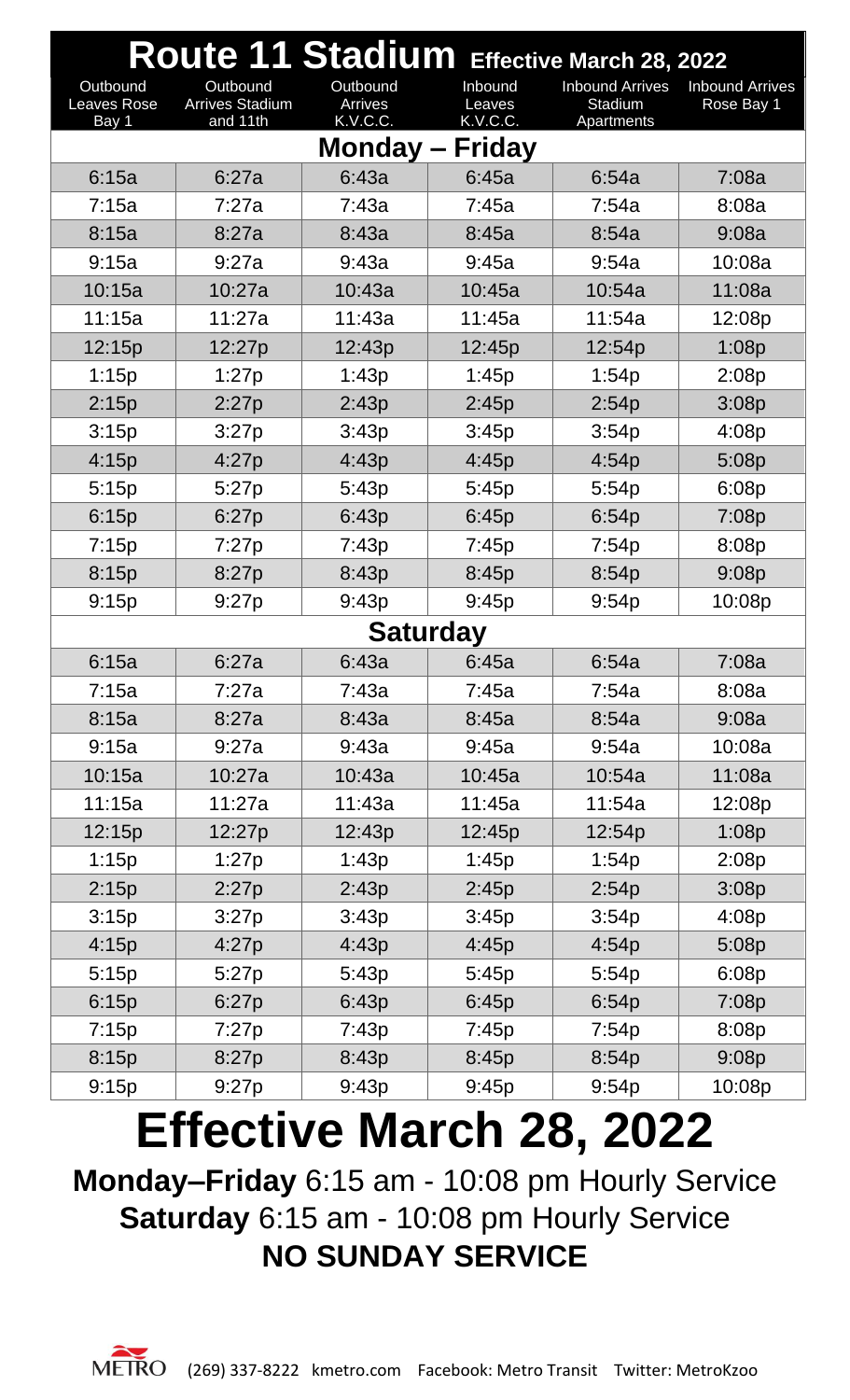# Route 11 Stadium

**Effective March 28, 2022**

| Outbound Leaves Rose Bay 1 | Outbound Arrives Stadium and 11th | Outbound Arrives K.V.C.C. | Inbound Leaves K.V.C.C. | Inbound Arrives Stadium Apartments | Inbound Arrives Rose Bay 1 |
|---|---|---|---|---|---|
| **Monday – Friday** | | | | | |
| 6:15a | 6:27a | 6:43a | 6:45a | 6:54a | 7:08a |
| 7:15a | 7:27a | 7:43a | 7:45a | 7:54a | 8:08a |
| 8:15a | 8:27a | 8:43a | 8:45a | 8:54a | 9:08a |
| 9:15a | 9:27a | 9:43a | 9:45a | 9:54a | 10:08a |
| 10:15a | 10:27a | 10:43a | 10:45a | 10:54a | 11:08a |
| 11:15a | 11:27a | 11:43a | 11:45a | 11:54a | 12:08p |
| 12:15p | 12:27p | 12:43p | 12:45p | 12:54p | 1:08p |
| 1:15p | 1:27p | 1:43p | 1:45p | 1:54p | 2:08p |
| 2:15p | 2:27p | 2:43p | 2:45p | 2:54p | 3:08p |
| 3:15p | 3:27p | 3:43p | 3:45p | 3:54p | 4:08p |
| 4:15p | 4:27p | 4:43p | 4:45p | 4:54p | 5:08p |
| 5:15p | 5:27p | 5:43p | 5:45p | 5:54p | 6:08p |
| 6:15p | 6:27p | 6:43p | 6:45p | 6:54p | 7:08p |
| 7:15p | 7:27p | 7:43p | 7:45p | 7:54p | 8:08p |
| 8:15p | 8:27p | 8:43p | 8:45p | 8:54p | 9:08p |
| 9:15p | 9:27p | 9:43p | 9:45p | 9:54p | 10:08p |
| **Saturday** | | | | | |
| 6:15a | 6:27a | 6:43a | 6:45a | 6:54a | 7:08a |
| 7:15a | 7:27a | 7:43a | 7:45a | 7:54a | 8:08a |
| 8:15a | 8:27a | 8:43a | 8:45a | 8:54a | 9:08a |
| 9:15a | 9:27a | 9:43a | 9:45a | 9:54a | 10:08a |
| 10:15a | 10:27a | 10:43a | 10:45a | 10:54a | 11:08a |
| 11:15a | 11:27a | 11:43a | 11:45a | 11:54a | 12:08p |
| 12:15p | 12:27p | 12:43p | 12:45p | 12:54p | 1:08p |
| 1:15p | 1:27p | 1:43p | 1:45p | 1:54p | 2:08p |
| 2:15p | 2:27p | 2:43p | 2:45p | 2:54p | 3:08p |
| 3:15p | 3:27p | 3:43p | 3:45p | 3:54p | 4:08p |
| 4:15p | 4:27p | 4:43p | 4:45p | 4:54p | 5:08p |
| 5:15p | 5:27p | 5:43p | 5:45p | 5:54p | 6:08p |
| 6:15p | 6:27p | 6:43p | 6:45p | 6:54p | 7:08p |
| 7:15p | 7:27p | 7:43p | 7:45p | 7:54p | 8:08p |
| 8:15p | 8:27p | 8:43p | 8:45p | 8:54p | 9:08p |
| 9:15p | 9:27p | 9:43p | 9:45p | 9:54p | 10:08p |

# Effective March 28, 2022

**Monday–Friday** 6:15 am - 10:08 pm Hourly Service

**Saturday** 6:15 am - 10:08 pm Hourly Service

**NO SUNDAY SERVICE**

METRO (269) 337-8222 kmetro.com Facebook: Metro Transit Twitter: MetroKzoo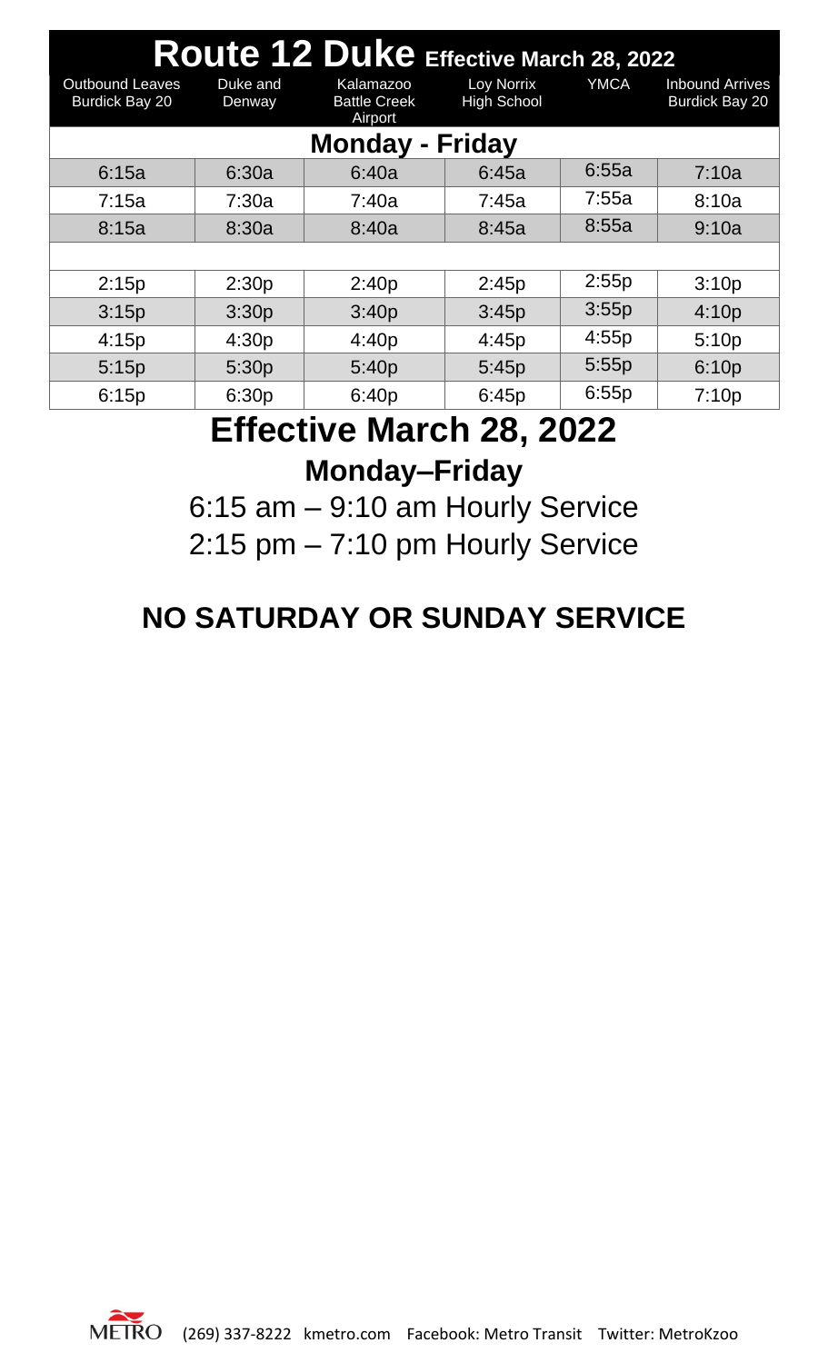# Route 12 Duke Effective March 28, 2022

| Outbound Leaves Burdick Bay 20 | Duke and Denway | Kalamazoo Battle Creek Airport | Loy Norrix High School | YMCA | Inbound Arrives Burdick Bay 20 |
|---|---|---|---|---|---|
| **Monday - Friday** | | | | | |
| 6:15a | 6:30a | 6:40a | 6:45a | 6:55a | 7:10a |
| 7:15a | 7:30a | 7:40a | 7:45a | 7:55a | 8:10a |
| 8:15a | 8:30a | 8:40a | 8:45a | 8:55a | 9:10a |
| | | | | | |
| 2:15p | 2:30p | 2:40p | 2:45p | 2:55p | 3:10p |
| 3:15p | 3:30p | 3:40p | 3:45p | 3:55p | 4:10p |
| 4:15p | 4:30p | 4:40p | 4:45p | 4:55p | 5:10p |
| 5:15p | 5:30p | 5:40p | 5:45p | 5:55p | 6:10p |
| 6:15p | 6:30p | 6:40p | 6:45p | 6:55p | 7:10p |

## Effective March 28, 2022

### Monday–Friday

6:15 am – 9:10 am Hourly Service

2:15 pm – 7:10 pm Hourly Service

## NO SATURDAY OR SUNDAY SERVICE

METRO (269) 337-8222 kmetro.com Facebook: Metro Transit Twitter: MetroKzoo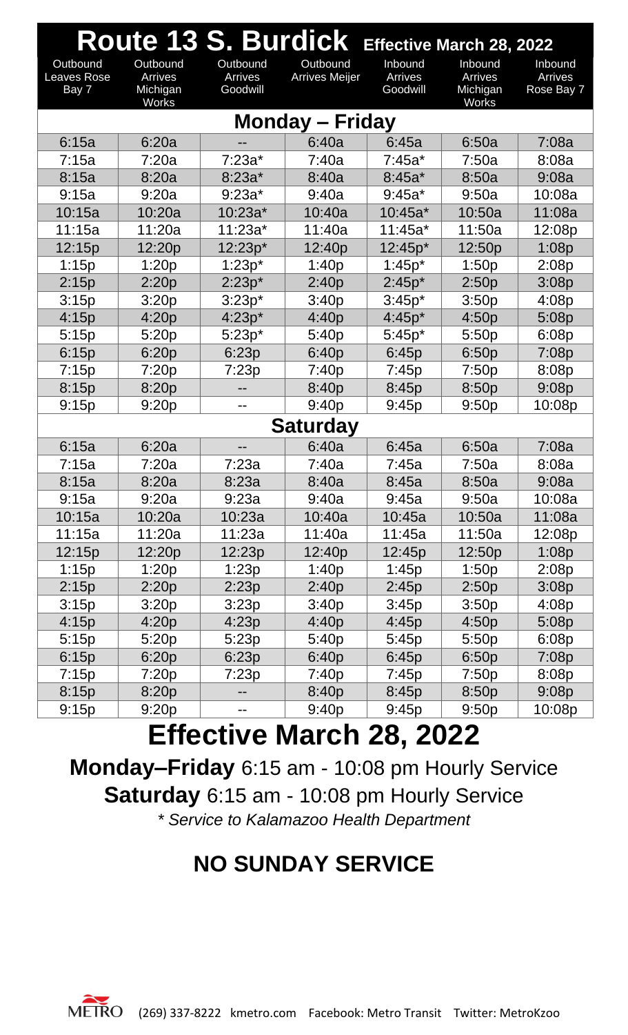# Route 13 S. Burdick Effective March 28, 2022

| Outbound Leaves Rose Bay 7 | Outbound Arrives Michigan Works | Outbound Arrives Goodwill | Outbound Arrives Meijer | Inbound Arrives Goodwill | Inbound Arrives Michigan Works | Inbound Arrives Rose Bay 7 |
|---|---|---|---|---|---|---|
| **Monday – Friday** | | | | | | |
| 6:15a | 6:20a | -- | 6:40a | 6:45a | 6:50a | 7:08a |
| 7:15a | 7:20a | 7:23a* | 7:40a | 7:45a* | 7:50a | 8:08a |
| 8:15a | 8:20a | 8:23a* | 8:40a | 8:45a* | 8:50a | 9:08a |
| 9:15a | 9:20a | 9:23a* | 9:40a | 9:45a* | 9:50a | 10:08a |
| 10:15a | 10:20a | 10:23a* | 10:40a | 10:45a* | 10:50a | 11:08a |
| 11:15a | 11:20a | 11:23a* | 11:40a | 11:45a* | 11:50a | 12:08p |
| 12:15p | 12:20p | 12:23p* | 12:40p | 12:45p* | 12:50p | 1:08p |
| 1:15p | 1:20p | 1:23p* | 1:40p | 1:45p* | 1:50p | 2:08p |
| 2:15p | 2:20p | 2:23p* | 2:40p | 2:45p* | 2:50p | 3:08p |
| 3:15p | 3:20p | 3:23p* | 3:40p | 3:45p* | 3:50p | 4:08p |
| 4:15p | 4:20p | 4:23p* | 4:40p | 4:45p* | 4:50p | 5:08p |
| 5:15p | 5:20p | 5:23p* | 5:40p | 5:45p* | 5:50p | 6:08p |
| 6:15p | 6:20p | 6:23p | 6:40p | 6:45p | 6:50p | 7:08p |
| 7:15p | 7:20p | 7:23p | 7:40p | 7:45p | 7:50p | 8:08p |
| 8:15p | 8:20p | -- | 8:40p | 8:45p | 8:50p | 9:08p |
| 9:15p | 9:20p | -- | 9:40p | 9:45p | 9:50p | 10:08p |
| **Saturday** | | | | | | |
| 6:15a | 6:20a | -- | 6:40a | 6:45a | 6:50a | 7:08a |
| 7:15a | 7:20a | 7:23a | 7:40a | 7:45a | 7:50a | 8:08a |
| 8:15a | 8:20a | 8:23a | 8:40a | 8:45a | 8:50a | 9:08a |
| 9:15a | 9:20a | 9:23a | 9:40a | 9:45a | 9:50a | 10:08a |
| 10:15a | 10:20a | 10:23a | 10:40a | 10:45a | 10:50a | 11:08a |
| 11:15a | 11:20a | 11:23a | 11:40a | 11:45a | 11:50a | 12:08p |
| 12:15p | 12:20p | 12:23p | 12:40p | 12:45p | 12:50p | 1:08p |
| 1:15p | 1:20p | 1:23p | 1:40p | 1:45p | 1:50p | 2:08p |
| 2:15p | 2:20p | 2:23p | 2:40p | 2:45p | 2:50p | 3:08p |
| 3:15p | 3:20p | 3:23p | 3:40p | 3:45p | 3:50p | 4:08p |
| 4:15p | 4:20p | 4:23p | 4:40p | 4:45p | 4:50p | 5:08p |
| 5:15p | 5:20p | 5:23p | 5:40p | 5:45p | 5:50p | 6:08p |
| 6:15p | 6:20p | 6:23p | 6:40p | 6:45p | 6:50p | 7:08p |
| 7:15p | 7:20p | 7:23p | 7:40p | 7:45p | 7:50p | 8:08p |
| 8:15p | 8:20p | -- | 8:40p | 8:45p | 8:50p | 9:08p |
| 9:15p | 9:20p | -- | 9:40p | 9:45p | 9:50p | 10:08p |

# Effective March 28, 2022

**Monday–Friday** 6:15 am - 10:08 pm Hourly Service

**Saturday** 6:15 am - 10:08 pm Hourly Service

*\* Service to Kalamazoo Health Department*

## NO SUNDAY SERVICE

METRO (269) 337-8222 kmetro.com Facebook: Metro Transit Twitter: MetroKzoo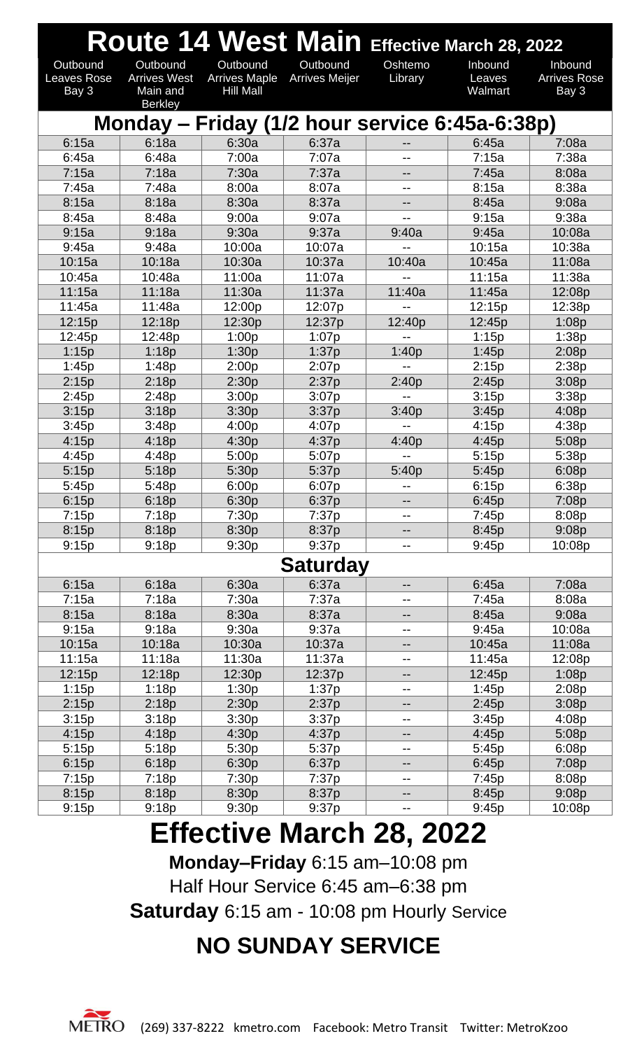# Route 14 West Main Effective March 28, 2022

| Outbound Leaves Rose Bay 3 | Outbound Arrives West Main and Berkley | Outbound Arrives Maple Hill Mall | Outbound Arrives Meijer | Oshtemo Library | Inbound Leaves Walmart | Inbound Arrives Rose Bay 3 |
|---|---|---|---|---|---|---|
| **Monday – Friday (1/2 hour service 6:45a-6:38p)** | | | | | | |
| 6:15a | 6:18a | 6:30a | 6:37a | -- | 6:45a | 7:08a |
| 6:45a | 6:48a | 7:00a | 7:07a | -- | 7:15a | 7:38a |
| 7:15a | 7:18a | 7:30a | 7:37a | -- | 7:45a | 8:08a |
| 7:45a | 7:48a | 8:00a | 8:07a | -- | 8:15a | 8:38a |
| 8:15a | 8:18a | 8:30a | 8:37a | -- | 8:45a | 9:08a |
| 8:45a | 8:48a | 9:00a | 9:07a | -- | 9:15a | 9:38a |
| 9:15a | 9:18a | 9:30a | 9:37a | 9:40a | 9:45a | 10:08a |
| 9:45a | 9:48a | 10:00a | 10:07a | -- | 10:15a | 10:38a |
| 10:15a | 10:18a | 10:30a | 10:37a | 10:40a | 10:45a | 11:08a |
| 10:45a | 10:48a | 11:00a | 11:07a | -- | 11:15a | 11:38a |
| 11:15a | 11:18a | 11:30a | 11:37a | 11:40a | 11:45a | 12:08p |
| 11:45a | 11:48a | 12:00p | 12:07p | -- | 12:15p | 12:38p |
| 12:15p | 12:18p | 12:30p | 12:37p | 12:40p | 12:45p | 1:08p |
| 12:45p | 12:48p | 1:00p | 1:07p | -- | 1:15p | 1:38p |
| 1:15p | 1:18p | 1:30p | 1:37p | 1:40p | 1:45p | 2:08p |
| 1:45p | 1:48p | 2:00p | 2:07p | -- | 2:15p | 2:38p |
| 2:15p | 2:18p | 2:30p | 2:37p | 2:40p | 2:45p | 3:08p |
| 2:45p | 2:48p | 3:00p | 3:07p | -- | 3:15p | 3:38p |
| 3:15p | 3:18p | 3:30p | 3:37p | 3:40p | 3:45p | 4:08p |
| 3:45p | 3:48p | 4:00p | 4:07p | -- | 4:15p | 4:38p |
| 4:15p | 4:18p | 4:30p | 4:37p | 4:40p | 4:45p | 5:08p |
| 4:45p | 4:48p | 5:00p | 5:07p | -- | 5:15p | 5:38p |
| 5:15p | 5:18p | 5:30p | 5:37p | 5:40p | 5:45p | 6:08p |
| 5:45p | 5:48p | 6:00p | 6:07p | -- | 6:15p | 6:38p |
| 6:15p | 6:18p | 6:30p | 6:37p | -- | 6:45p | 7:08p |
| 7:15p | 7:18p | 7:30p | 7:37p | -- | 7:45p | 8:08p |
| 8:15p | 8:18p | 8:30p | 8:37p | -- | 8:45p | 9:08p |
| 9:15p | 9:18p | 9:30p | 9:37p | -- | 9:45p | 10:08p |
| **Saturday** | | | | | | |
| 6:15a | 6:18a | 6:30a | 6:37a | -- | 6:45a | 7:08a |
| 7:15a | 7:18a | 7:30a | 7:37a | -- | 7:45a | 8:08a |
| 8:15a | 8:18a | 8:30a | 8:37a | -- | 8:45a | 9:08a |
| 9:15a | 9:18a | 9:30a | 9:37a | -- | 9:45a | 10:08a |
| 10:15a | 10:18a | 10:30a | 10:37a | -- | 10:45a | 11:08a |
| 11:15a | 11:18a | 11:30a | 11:37a | -- | 11:45a | 12:08p |
| 12:15p | 12:18p | 12:30p | 12:37p | -- | 12:45p | 1:08p |
| 1:15p | 1:18p | 1:30p | 1:37p | -- | 1:45p | 2:08p |
| 2:15p | 2:18p | 2:30p | 2:37p | -- | 2:45p | 3:08p |
| 3:15p | 3:18p | 3:30p | 3:37p | -- | 3:45p | 4:08p |
| 4:15p | 4:18p | 4:30p | 4:37p | -- | 4:45p | 5:08p |
| 5:15p | 5:18p | 5:30p | 5:37p | -- | 5:45p | 6:08p |
| 6:15p | 6:18p | 6:30p | 6:37p | -- | 6:45p | 7:08p |
| 7:15p | 7:18p | 7:30p | 7:37p | -- | 7:45p | 8:08p |
| 8:15p | 8:18p | 8:30p | 8:37p | -- | 8:45p | 9:08p |
| 9:15p | 9:18p | 9:30p | 9:37p | -- | 9:45p | 10:08p |

# Effective March 28, 2022

**Monday–Friday** 6:15 am–10:08 pm

Half Hour Service 6:45 am–6:38 pm

**Saturday** 6:15 am - 10:08 pm Hourly Service

## NO SUNDAY SERVICE

METRO (269) 337-8222 kmetro.com Facebook: Metro Transit Twitter: MetroKzoo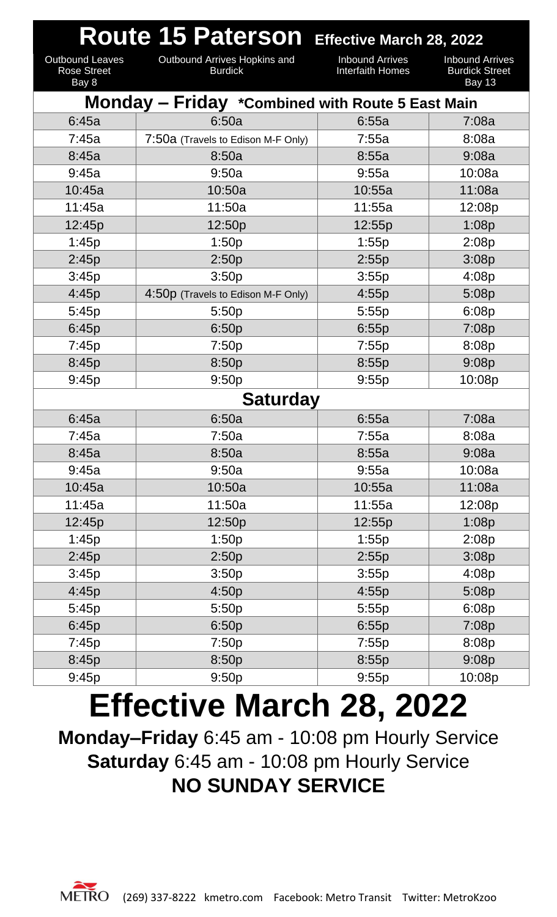# Route 15 Paterson Effective March 28, 2022

| Outbound Leaves Rose Street Bay 8 | Outbound Arrives Hopkins and Burdick | Inbound Arrives Interfaith Homes | Inbound Arrives Burdick Street Bay 13 |
|---|---|---|---|
| **Monday – Friday *Combined with Route 5 East Main** | | | |
| 6:45a | 6:50a | 6:55a | 7:08a |
| 7:45a | 7:50a (Travels to Edison M-F Only) | 7:55a | 8:08a |
| 8:45a | 8:50a | 8:55a | 9:08a |
| 9:45a | 9:50a | 9:55a | 10:08a |
| 10:45a | 10:50a | 10:55a | 11:08a |
| 11:45a | 11:50a | 11:55a | 12:08p |
| 12:45p | 12:50p | 12:55p | 1:08p |
| 1:45p | 1:50p | 1:55p | 2:08p |
| 2:45p | 2:50p | 2:55p | 3:08p |
| 3:45p | 3:50p | 3:55p | 4:08p |
| 4:45p | 4:50p (Travels to Edison M-F Only) | 4:55p | 5:08p |
| 5:45p | 5:50p | 5:55p | 6:08p |
| 6:45p | 6:50p | 6:55p | 7:08p |
| 7:45p | 7:50p | 7:55p | 8:08p |
| 8:45p | 8:50p | 8:55p | 9:08p |
| 9:45p | 9:50p | 9:55p | 10:08p |
| **Saturday** | | | |
| 6:45a | 6:50a | 6:55a | 7:08a |
| 7:45a | 7:50a | 7:55a | 8:08a |
| 8:45a | 8:50a | 8:55a | 9:08a |
| 9:45a | 9:50a | 9:55a | 10:08a |
| 10:45a | 10:50a | 10:55a | 11:08a |
| 11:45a | 11:50a | 11:55a | 12:08p |
| 12:45p | 12:50p | 12:55p | 1:08p |
| 1:45p | 1:50p | 1:55p | 2:08p |
| 2:45p | 2:50p | 2:55p | 3:08p |
| 3:45p | 3:50p | 3:55p | 4:08p |
| 4:45p | 4:50p | 4:55p | 5:08p |
| 5:45p | 5:50p | 5:55p | 6:08p |
| 6:45p | 6:50p | 6:55p | 7:08p |
| 7:45p | 7:50p | 7:55p | 8:08p |
| 8:45p | 8:50p | 8:55p | 9:08p |
| 9:45p | 9:50p | 9:55p | 10:08p |

# Effective March 28, 2022

**Monday–Friday** 6:45 am - 10:08 pm Hourly Service

**Saturday** 6:45 am - 10:08 pm Hourly Service

**NO SUNDAY SERVICE**

METRO (269) 337-8222 kmetro.com Facebook: Metro Transit Twitter: MetroKzoo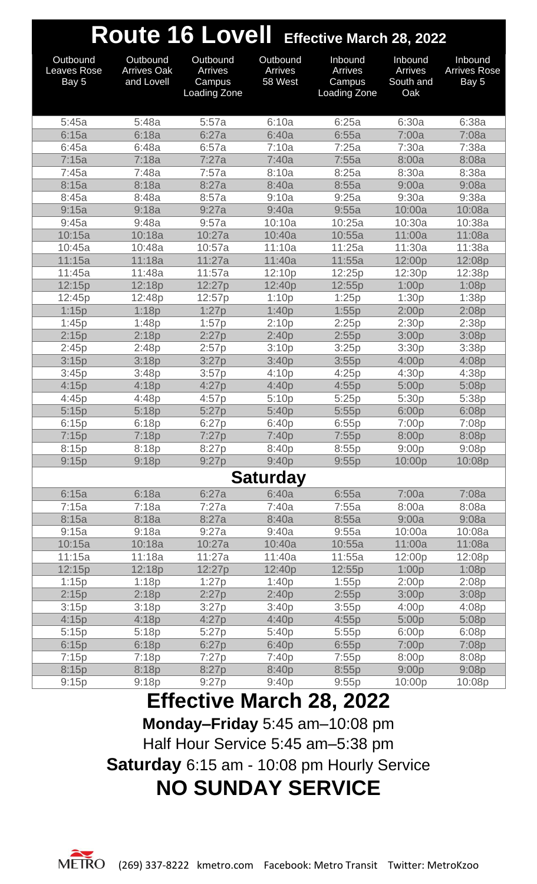# Route 16 Lovell Effective March 28, 2022

| Outbound Leaves Rose Bay 5 | Outbound Arrives Oak and Lovell | Outbound Arrives Campus Loading Zone | Outbound Arrives 58 West | Inbound Arrives Campus Loading Zone | Inbound Arrives South and Oak | Inbound Arrives Rose Bay 5 |
|---|---|---|---|---|---|---|
| 5:45a | 5:48a | 5:57a | 6:10a | 6:25a | 6:30a | 6:38a |
| 6:15a | 6:18a | 6:27a | 6:40a | 6:55a | 7:00a | 7:08a |
| 6:45a | 6:48a | 6:57a | 7:10a | 7:25a | 7:30a | 7:38a |
| 7:15a | 7:18a | 7:27a | 7:40a | 7:55a | 8:00a | 8:08a |
| 7:45a | 7:48a | 7:57a | 8:10a | 8:25a | 8:30a | 8:38a |
| 8:15a | 8:18a | 8:27a | 8:40a | 8:55a | 9:00a | 9:08a |
| 8:45a | 8:48a | 8:57a | 9:10a | 9:25a | 9:30a | 9:38a |
| 9:15a | 9:18a | 9:27a | 9:40a | 9:55a | 10:00a | 10:08a |
| 9:45a | 9:48a | 9:57a | 10:10a | 10:25a | 10:30a | 10:38a |
| 10:15a | 10:18a | 10:27a | 10:40a | 10:55a | 11:00a | 11:08a |
| 10:45a | 10:48a | 10:57a | 11:10a | 11:25a | 11:30a | 11:38a |
| 11:15a | 11:18a | 11:27a | 11:40a | 11:55a | 12:00p | 12:08p |
| 11:45a | 11:48a | 11:57a | 12:10p | 12:25p | 12:30p | 12:38p |
| 12:15p | 12:18p | 12:27p | 12:40p | 12:55p | 1:00p | 1:08p |
| 12:45p | 12:48p | 12:57p | 1:10p | 1:25p | 1:30p | 1:38p |
| 1:15p | 1:18p | 1:27p | 1:40p | 1:55p | 2:00p | 2:08p |
| 1:45p | 1:48p | 1:57p | 2:10p | 2:25p | 2:30p | 2:38p |
| 2:15p | 2:18p | 2:27p | 2:40p | 2:55p | 3:00p | 3:08p |
| 2:45p | 2:48p | 2:57p | 3:10p | 3:25p | 3:30p | 3:38p |
| 3:15p | 3:18p | 3:27p | 3:40p | 3:55p | 4:00p | 4:08p |
| 3:45p | 3:48p | 3:57p | 4:10p | 4:25p | 4:30p | 4:38p |
| 4:15p | 4:18p | 4:27p | 4:40p | 4:55p | 5:00p | 5:08p |
| 4:45p | 4:48p | 4:57p | 5:10p | 5:25p | 5:30p | 5:38p |
| 5:15p | 5:18p | 5:27p | 5:40p | 5:55p | 6:00p | 6:08p |
| 6:15p | 6:18p | 6:27p | 6:40p | 6:55p | 7:00p | 7:08p |
| 7:15p | 7:18p | 7:27p | 7:40p | 7:55p | 8:00p | 8:08p |
| 8:15p | 8:18p | 8:27p | 8:40p | 8:55p | 9:00p | 9:08p |
| 9:15p | 9:18p | 9:27p | 9:40p | 9:55p | 10:00p | 10:08p |
| **Saturday** | | | | | | |
| 6:15a | 6:18a | 6:27a | 6:40a | 6:55a | 7:00a | 7:08a |
| 7:15a | 7:18a | 7:27a | 7:40a | 7:55a | 8:00a | 8:08a |
| 8:15a | 8:18a | 8:27a | 8:40a | 8:55a | 9:00a | 9:08a |
| 9:15a | 9:18a | 9:27a | 9:40a | 9:55a | 10:00a | 10:08a |
| 10:15a | 10:18a | 10:27a | 10:40a | 10:55a | 11:00a | 11:08a |
| 11:15a | 11:18a | 11:27a | 11:40a | 11:55a | 12:00p | 12:08p |
| 12:15p | 12:18p | 12:27p | 12:40p | 12:55p | 1:00p | 1:08p |
| 1:15p | 1:18p | 1:27p | 1:40p | 1:55p | 2:00p | 2:08p |
| 2:15p | 2:18p | 2:27p | 2:40p | 2:55p | 3:00p | 3:08p |
| 3:15p | 3:18p | 3:27p | 3:40p | 3:55p | 4:00p | 4:08p |
| 4:15p | 4:18p | 4:27p | 4:40p | 4:55p | 5:00p | 5:08p |
| 5:15p | 5:18p | 5:27p | 5:40p | 5:55p | 6:00p | 6:08p |
| 6:15p | 6:18p | 6:27p | 6:40p | 6:55p | 7:00p | 7:08p |
| 7:15p | 7:18p | 7:27p | 7:40p | 7:55p | 8:00p | 8:08p |
| 8:15p | 8:18p | 8:27p | 8:40p | 8:55p | 9:00p | 9:08p |
| 9:15p | 9:18p | 9:27p | 9:40p | 9:55p | 10:00p | 10:08p |

## Effective March 28, 2022

**Monday–Friday** 5:45 am–10:08 pm

Half Hour Service 5:45 am–5:38 pm

**Saturday** 6:15 am - 10:08 pm Hourly Service

## NO SUNDAY SERVICE

METRO (269) 337-8222 kmetro.com Facebook: Metro Transit Twitter: MetroKzoo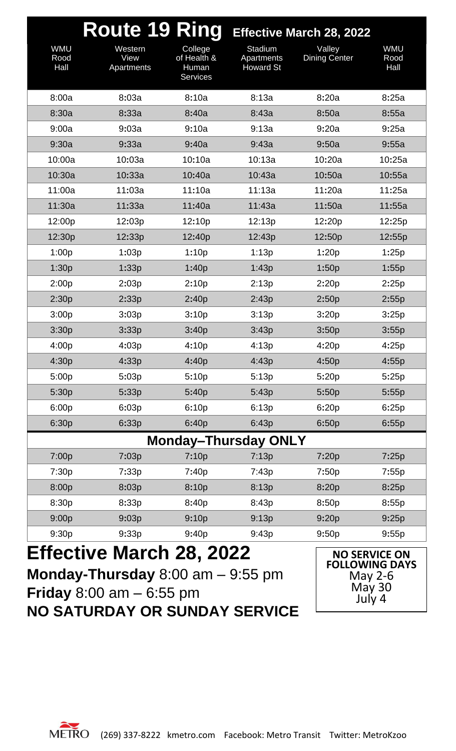# Route 19 Ring

**Effective March 28, 2022**

| WMU Rood Hall | Western View Apartments | College of Health & Human Services | Stadium Apartments Howard St | Valley Dining Center | WMU Rood Hall |
|---|---|---|---|---|---|
| 8:00a | 8:03a | 8:10a | 8:13a | 8:20a | 8:25a |
| 8:30a | 8:33a | 8:40a | 8:43a | 8:50a | 8:55a |
| 9:00a | 9:03a | 9:10a | 9:13a | 9:20a | 9:25a |
| 9:30a | 9:33a | 9:40a | 9:43a | 9:50a | 9:55a |
| 10:00a | 10:03a | 10:10a | 10:13a | 10:20a | 10:25a |
| 10:30a | 10:33a | 10:40a | 10:43a | 10:50a | 10:55a |
| 11:00a | 11:03a | 11:10a | 11:13a | 11:20a | 11:25a |
| 11:30a | 11:33a | 11:40a | 11:43a | 11:50a | 11:55a |
| 12:00p | 12:03p | 12:10p | 12:13p | 12:20p | 12:25p |
| 12:30p | 12:33p | 12:40p | 12:43p | 12:50p | 12:55p |
| 1:00p | 1:03p | 1:10p | 1:13p | 1:20p | 1:25p |
| 1:30p | 1:33p | 1:40p | 1:43p | 1:50p | 1:55p |
| 2:00p | 2:03p | 2:10p | 2:13p | 2:20p | 2:25p |
| 2:30p | 2:33p | 2:40p | 2:43p | 2:50p | 2:55p |
| 3:00p | 3:03p | 3:10p | 3:13p | 3:20p | 3:25p |
| 3:30p | 3:33p | 3:40p | 3:43p | 3:50p | 3:55p |
| 4:00p | 4:03p | 4:10p | 4:13p | 4:20p | 4:25p |
| 4:30p | 4:33p | 4:40p | 4:43p | 4:50p | 4:55p |
| 5:00p | 5:03p | 5:10p | 5:13p | 5:20p | 5:25p |
| 5:30p | 5:33p | 5:40p | 5:43p | 5:50p | 5:55p |
| 6:00p | 6:03p | 6:10p | 6:13p | 6:20p | 6:25p |
| 6:30p | 6:33p | 6:40p | 6:43p | 6:50p | 6:55p |
| **Monday–Thursday ONLY** | | | | | |
| 7:00p | 7:03p | 7:10p | 7:13p | 7:20p | 7:25p |
| 7:30p | 7:33p | 7:40p | 7:43p | 7:50p | 7:55p |
| 8:00p | 8:03p | 8:10p | 8:13p | 8:20p | 8:25p |
| 8:30p | 8:33p | 8:40p | 8:43p | 8:50p | 8:55p |
| 9:00p | 9:03p | 9:10p | 9:13p | 9:20p | 9:25p |
| 9:30p | 9:33p | 9:40p | 9:43p | 9:50p | 9:55p |

## Effective March 28, 2022

**Monday-Thursday** 8:00 am – 9:55 pm
**Friday** 8:00 am – 6:55 pm
**NO SATURDAY OR SUNDAY SERVICE**

**NO SERVICE ON FOLLOWING DAYS**
May 2-6
May 30
July 4

METRO (269) 337-8222 kmetro.com Facebook: Metro Transit Twitter: MetroKzoo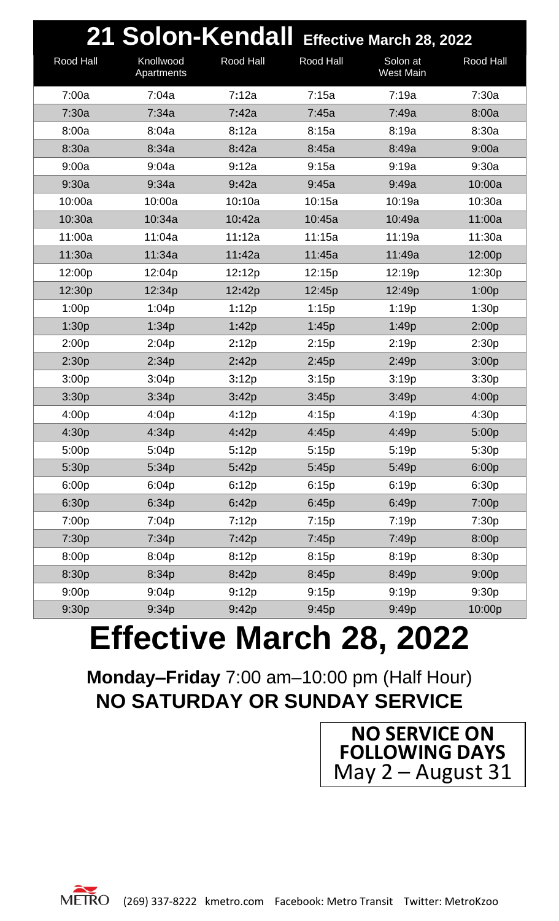# 21 Solon-Kendall Effective March 28, 2022

| Rood Hall | Knollwood Apartments | Rood Hall | Rood Hall | Solon at West Main | Rood Hall |
|---|---|---|---|---|---|
| 7:00a | 7:04a | 7:12a | 7:15a | 7:19a | 7:30a |
| 7:30a | 7:34a | 7:42a | 7:45a | 7:49a | 8:00a |
| 8:00a | 8:04a | 8:12a | 8:15a | 8:19a | 8:30a |
| 8:30a | 8:34a | 8:42a | 8:45a | 8:49a | 9:00a |
| 9:00a | 9:04a | 9:12a | 9:15a | 9:19a | 9:30a |
| 9:30a | 9:34a | 9:42a | 9:45a | 9:49a | 10:00a |
| 10:00a | 10:00a | 10:10a | 10:15a | 10:19a | 10:30a |
| 10:30a | 10:34a | 10:42a | 10:45a | 10:49a | 11:00a |
| 11:00a | 11:04a | 11:12a | 11:15a | 11:19a | 11:30a |
| 11:30a | 11:34a | 11:42a | 11:45a | 11:49a | 12:00p |
| 12:00p | 12:04p | 12:12p | 12:15p | 12:19p | 12:30p |
| 12:30p | 12:34p | 12:42p | 12:45p | 12:49p | 1:00p |
| 1:00p | 1:04p | 1:12p | 1:15p | 1:19p | 1:30p |
| 1:30p | 1:34p | 1:42p | 1:45p | 1:49p | 2:00p |
| 2:00p | 2:04p | 2:12p | 2:15p | 2:19p | 2:30p |
| 2:30p | 2:34p | 2:42p | 2:45p | 2:49p | 3:00p |
| 3:00p | 3:04p | 3:12p | 3:15p | 3:19p | 3:30p |
| 3:30p | 3:34p | 3:42p | 3:45p | 3:49p | 4:00p |
| 4:00p | 4:04p | 4:12p | 4:15p | 4:19p | 4:30p |
| 4:30p | 4:34p | 4:42p | 4:45p | 4:49p | 5:00p |
| 5:00p | 5:04p | 5:12p | 5:15p | 5:19p | 5:30p |
| 5:30p | 5:34p | 5:42p | 5:45p | 5:49p | 6:00p |
| 6:00p | 6:04p | 6:12p | 6:15p | 6:19p | 6:30p |
| 6:30p | 6:34p | 6:42p | 6:45p | 6:49p | 7:00p |
| 7:00p | 7:04p | 7:12p | 7:15p | 7:19p | 7:30p |
| 7:30p | 7:34p | 7:42p | 7:45p | 7:49p | 8:00p |
| 8:00p | 8:04p | 8:12p | 8:15p | 8:19p | 8:30p |
| 8:30p | 8:34p | 8:42p | 8:45p | 8:49p | 9:00p |
| 9:00p | 9:04p | 9:12p | 9:15p | 9:19p | 9:30p |
| 9:30p | 9:34p | 9:42p | 9:45p | 9:49p | 10:00p |

# Effective March 28, 2022

**Monday–Friday** 7:00 am–10:00 pm (Half Hour)

**NO SATURDAY OR SUNDAY SERVICE**

**NO SERVICE ON FOLLOWING DAYS**
May 2 – August 31

METRO (269) 337-8222 kmetro.com Facebook: Metro Transit Twitter: MetroKzoo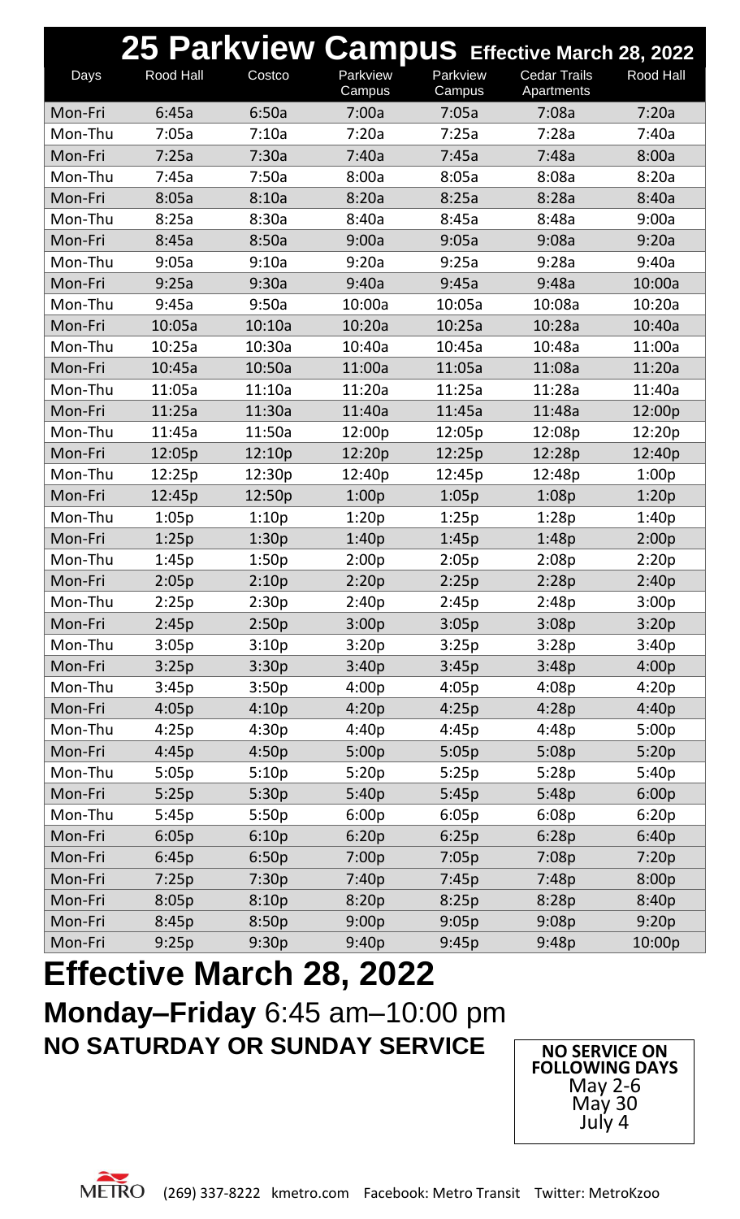# 25 Parkview Campus Effective March 28, 2022

| Days | Rood Hall | Costco | Parkview Campus | Parkview Campus | Cedar Trails Apartments | Rood Hall |
|---|---|---|---|---|---|---|
| Mon-Fri | 6:45a | 6:50a | 7:00a | 7:05a | 7:08a | 7:20a |
| Mon-Thu | 7:05a | 7:10a | 7:20a | 7:25a | 7:28a | 7:40a |
| Mon-Fri | 7:25a | 7:30a | 7:40a | 7:45a | 7:48a | 8:00a |
| Mon-Thu | 7:45a | 7:50a | 8:00a | 8:05a | 8:08a | 8:20a |
| Mon-Fri | 8:05a | 8:10a | 8:20a | 8:25a | 8:28a | 8:40a |
| Mon-Thu | 8:25a | 8:30a | 8:40a | 8:45a | 8:48a | 9:00a |
| Mon-Fri | 8:45a | 8:50a | 9:00a | 9:05a | 9:08a | 9:20a |
| Mon-Thu | 9:05a | 9:10a | 9:20a | 9:25a | 9:28a | 9:40a |
| Mon-Fri | 9:25a | 9:30a | 9:40a | 9:45a | 9:48a | 10:00a |
| Mon-Thu | 9:45a | 9:50a | 10:00a | 10:05a | 10:08a | 10:20a |
| Mon-Fri | 10:05a | 10:10a | 10:20a | 10:25a | 10:28a | 10:40a |
| Mon-Thu | 10:25a | 10:30a | 10:40a | 10:45a | 10:48a | 11:00a |
| Mon-Fri | 10:45a | 10:50a | 11:00a | 11:05a | 11:08a | 11:20a |
| Mon-Thu | 11:05a | 11:10a | 11:20a | 11:25a | 11:28a | 11:40a |
| Mon-Fri | 11:25a | 11:30a | 11:40a | 11:45a | 11:48a | 12:00p |
| Mon-Thu | 11:45a | 11:50a | 12:00p | 12:05p | 12:08p | 12:20p |
| Mon-Fri | 12:05p | 12:10p | 12:20p | 12:25p | 12:28p | 12:40p |
| Mon-Thu | 12:25p | 12:30p | 12:40p | 12:45p | 12:48p | 1:00p |
| Mon-Fri | 12:45p | 12:50p | 1:00p | 1:05p | 1:08p | 1:20p |
| Mon-Thu | 1:05p | 1:10p | 1:20p | 1:25p | 1:28p | 1:40p |
| Mon-Fri | 1:25p | 1:30p | 1:40p | 1:45p | 1:48p | 2:00p |
| Mon-Thu | 1:45p | 1:50p | 2:00p | 2:05p | 2:08p | 2:20p |
| Mon-Fri | 2:05p | 2:10p | 2:20p | 2:25p | 2:28p | 2:40p |
| Mon-Thu | 2:25p | 2:30p | 2:40p | 2:45p | 2:48p | 3:00p |
| Mon-Fri | 2:45p | 2:50p | 3:00p | 3:05p | 3:08p | 3:20p |
| Mon-Thu | 3:05p | 3:10p | 3:20p | 3:25p | 3:28p | 3:40p |
| Mon-Fri | 3:25p | 3:30p | 3:40p | 3:45p | 3:48p | 4:00p |
| Mon-Thu | 3:45p | 3:50p | 4:00p | 4:05p | 4:08p | 4:20p |
| Mon-Fri | 4:05p | 4:10p | 4:20p | 4:25p | 4:28p | 4:40p |
| Mon-Thu | 4:25p | 4:30p | 4:40p | 4:45p | 4:48p | 5:00p |
| Mon-Fri | 4:45p | 4:50p | 5:00p | 5:05p | 5:08p | 5:20p |
| Mon-Thu | 5:05p | 5:10p | 5:20p | 5:25p | 5:28p | 5:40p |
| Mon-Fri | 5:25p | 5:30p | 5:40p | 5:45p | 5:48p | 6:00p |
| Mon-Thu | 5:45p | 5:50p | 6:00p | 6:05p | 6:08p | 6:20p |
| Mon-Fri | 6:05p | 6:10p | 6:20p | 6:25p | 6:28p | 6:40p |
| Mon-Fri | 6:45p | 6:50p | 7:00p | 7:05p | 7:08p | 7:20p |
| Mon-Fri | 7:25p | 7:30p | 7:40p | 7:45p | 7:48p | 8:00p |
| Mon-Fri | 8:05p | 8:10p | 8:20p | 8:25p | 8:28p | 8:40p |
| Mon-Fri | 8:45p | 8:50p | 9:00p | 9:05p | 9:08p | 9:20p |
| Mon-Fri | 9:25p | 9:30p | 9:40p | 9:45p | 9:48p | 10:00p |

## Effective March 28, 2022

### **Monday–Friday** 6:45 am–10:00 pm

**NO SATURDAY OR SUNDAY SERVICE**

**NO SERVICE ON FOLLOWING DAYS**
May 2-6
May 30
July 4

METRO (269) 337-8222 kmetro.com Facebook: Metro Transit Twitter: MetroKzoo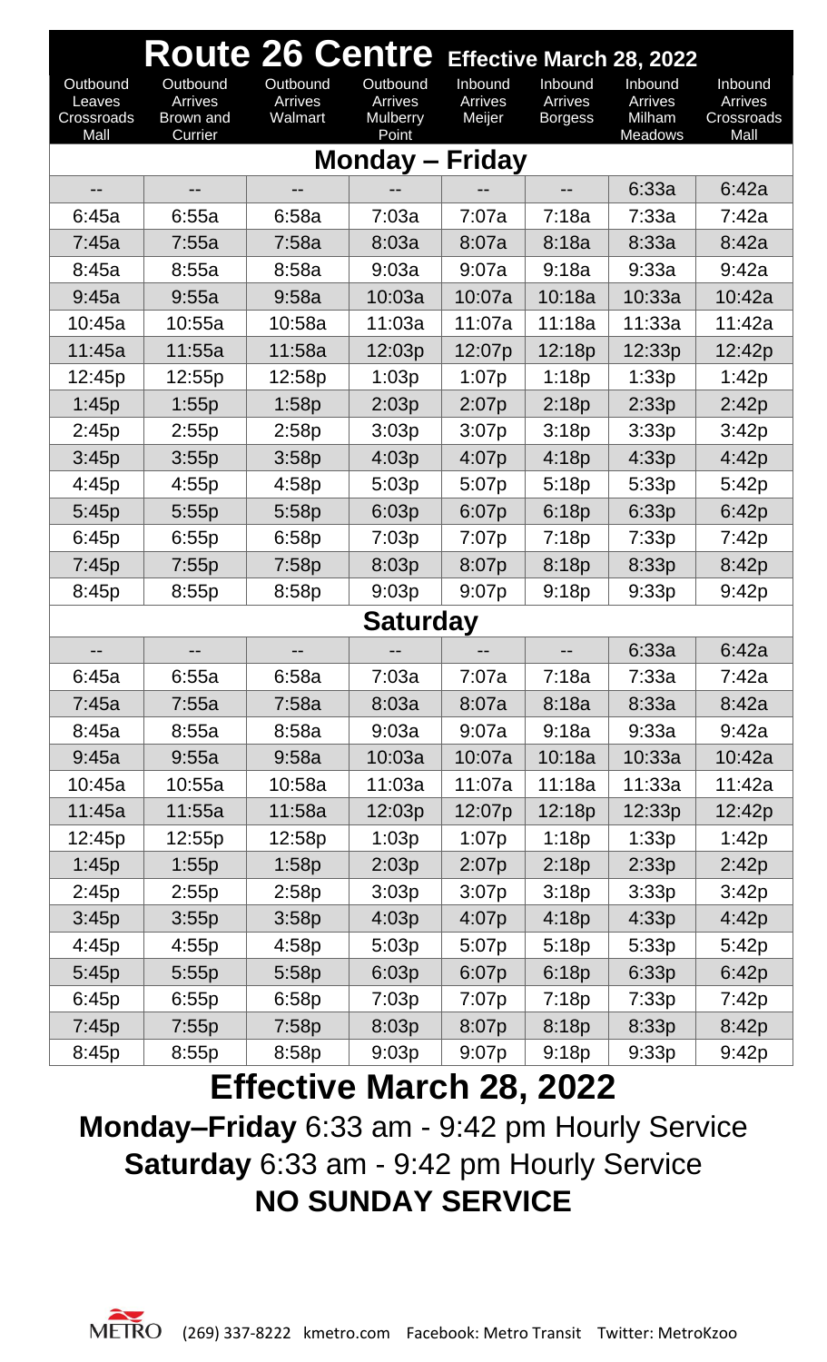# Route 26 Centre

**Effective March 28, 2022**

| Outbound Leaves Crossroads Mall | Outbound Arrives Brown and Currier | Outbound Arrives Walmart | Outbound Arrives Mulberry Point | Inbound Arrives Meijer | Inbound Arrives Borgess | Inbound Arrives Milham Meadows | Inbound Arrives Crossroads Mall |
|---|---|---|---|---|---|---|---|
| **Monday – Friday** | | | | | | | |
| -- | -- | -- | -- | -- | -- | 6:33a | 6:42a |
| 6:45a | 6:55a | 6:58a | 7:03a | 7:07a | 7:18a | 7:33a | 7:42a |
| 7:45a | 7:55a | 7:58a | 8:03a | 8:07a | 8:18a | 8:33a | 8:42a |
| 8:45a | 8:55a | 8:58a | 9:03a | 9:07a | 9:18a | 9:33a | 9:42a |
| 9:45a | 9:55a | 9:58a | 10:03a | 10:07a | 10:18a | 10:33a | 10:42a |
| 10:45a | 10:55a | 10:58a | 11:03a | 11:07a | 11:18a | 11:33a | 11:42a |
| 11:45a | 11:55a | 11:58a | 12:03p | 12:07p | 12:18p | 12:33p | 12:42p |
| 12:45p | 12:55p | 12:58p | 1:03p | 1:07p | 1:18p | 1:33p | 1:42p |
| 1:45p | 1:55p | 1:58p | 2:03p | 2:07p | 2:18p | 2:33p | 2:42p |
| 2:45p | 2:55p | 2:58p | 3:03p | 3:07p | 3:18p | 3:33p | 3:42p |
| 3:45p | 3:55p | 3:58p | 4:03p | 4:07p | 4:18p | 4:33p | 4:42p |
| 4:45p | 4:55p | 4:58p | 5:03p | 5:07p | 5:18p | 5:33p | 5:42p |
| 5:45p | 5:55p | 5:58p | 6:03p | 6:07p | 6:18p | 6:33p | 6:42p |
| 6:45p | 6:55p | 6:58p | 7:03p | 7:07p | 7:18p | 7:33p | 7:42p |
| 7:45p | 7:55p | 7:58p | 8:03p | 8:07p | 8:18p | 8:33p | 8:42p |
| 8:45p | 8:55p | 8:58p | 9:03p | 9:07p | 9:18p | 9:33p | 9:42p |
| **Saturday** | | | | | | | |
| -- | -- | -- | -- | -- | -- | 6:33a | 6:42a |
| 6:45a | 6:55a | 6:58a | 7:03a | 7:07a | 7:18a | 7:33a | 7:42a |
| 7:45a | 7:55a | 7:58a | 8:03a | 8:07a | 8:18a | 8:33a | 8:42a |
| 8:45a | 8:55a | 8:58a | 9:03a | 9:07a | 9:18a | 9:33a | 9:42a |
| 9:45a | 9:55a | 9:58a | 10:03a | 10:07a | 10:18a | 10:33a | 10:42a |
| 10:45a | 10:55a | 10:58a | 11:03a | 11:07a | 11:18a | 11:33a | 11:42a |
| 11:45a | 11:55a | 11:58a | 12:03p | 12:07p | 12:18p | 12:33p | 12:42p |
| 12:45p | 12:55p | 12:58p | 1:03p | 1:07p | 1:18p | 1:33p | 1:42p |
| 1:45p | 1:55p | 1:58p | 2:03p | 2:07p | 2:18p | 2:33p | 2:42p |
| 2:45p | 2:55p | 2:58p | 3:03p | 3:07p | 3:18p | 3:33p | 3:42p |
| 3:45p | 3:55p | 3:58p | 4:03p | 4:07p | 4:18p | 4:33p | 4:42p |
| 4:45p | 4:55p | 4:58p | 5:03p | 5:07p | 5:18p | 5:33p | 5:42p |
| 5:45p | 5:55p | 5:58p | 6:03p | 6:07p | 6:18p | 6:33p | 6:42p |
| 6:45p | 6:55p | 6:58p | 7:03p | 7:07p | 7:18p | 7:33p | 7:42p |
| 7:45p | 7:55p | 7:58p | 8:03p | 8:07p | 8:18p | 8:33p | 8:42p |
| 8:45p | 8:55p | 8:58p | 9:03p | 9:07p | 9:18p | 9:33p | 9:42p |

## Effective March 28, 2022

**Monday–Friday** 6:33 am - 9:42 pm Hourly Service

**Saturday** 6:33 am - 9:42 pm Hourly Service

**NO SUNDAY SERVICE**

METRO (269) 337-8222 kmetro.com Facebook: Metro Transit Twitter: MetroKzoo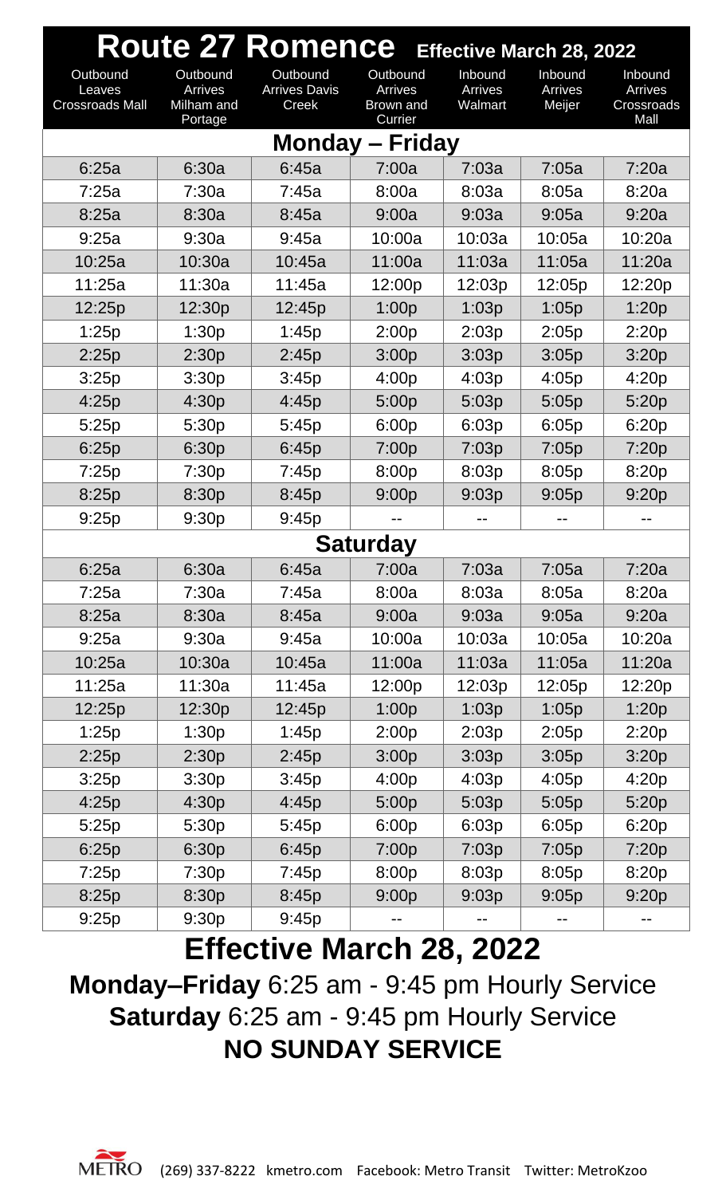# Route 27 Romence Effective March 28, 2022

| Outbound Leaves Crossroads Mall | Outbound Arrives Milham and Portage | Outbound Arrives Davis Creek | Outbound Arrives Brown and Currier | Inbound Arrives Walmart | Inbound Arrives Meijer | Inbound Arrives Crossroads Mall |
|---|---|---|---|---|---|---|
| **Monday – Friday** | | | | | | |
| 6:25a | 6:30a | 6:45a | 7:00a | 7:03a | 7:05a | 7:20a |
| 7:25a | 7:30a | 7:45a | 8:00a | 8:03a | 8:05a | 8:20a |
| 8:25a | 8:30a | 8:45a | 9:00a | 9:03a | 9:05a | 9:20a |
| 9:25a | 9:30a | 9:45a | 10:00a | 10:03a | 10:05a | 10:20a |
| 10:25a | 10:30a | 10:45a | 11:00a | 11:03a | 11:05a | 11:20a |
| 11:25a | 11:30a | 11:45a | 12:00p | 12:03p | 12:05p | 12:20p |
| 12:25p | 12:30p | 12:45p | 1:00p | 1:03p | 1:05p | 1:20p |
| 1:25p | 1:30p | 1:45p | 2:00p | 2:03p | 2:05p | 2:20p |
| 2:25p | 2:30p | 2:45p | 3:00p | 3:03p | 3:05p | 3:20p |
| 3:25p | 3:30p | 3:45p | 4:00p | 4:03p | 4:05p | 4:20p |
| 4:25p | 4:30p | 4:45p | 5:00p | 5:03p | 5:05p | 5:20p |
| 5:25p | 5:30p | 5:45p | 6:00p | 6:03p | 6:05p | 6:20p |
| 6:25p | 6:30p | 6:45p | 7:00p | 7:03p | 7:05p | 7:20p |
| 7:25p | 7:30p | 7:45p | 8:00p | 8:03p | 8:05p | 8:20p |
| 8:25p | 8:30p | 8:45p | 9:00p | 9:03p | 9:05p | 9:20p |
| 9:25p | 9:30p | 9:45p | -- | -- | -- | -- |
| **Saturday** | | | | | | |
| 6:25a | 6:30a | 6:45a | 7:00a | 7:03a | 7:05a | 7:20a |
| 7:25a | 7:30a | 7:45a | 8:00a | 8:03a | 8:05a | 8:20a |
| 8:25a | 8:30a | 8:45a | 9:00a | 9:03a | 9:05a | 9:20a |
| 9:25a | 9:30a | 9:45a | 10:00a | 10:03a | 10:05a | 10:20a |
| 10:25a | 10:30a | 10:45a | 11:00a | 11:03a | 11:05a | 11:20a |
| 11:25a | 11:30a | 11:45a | 12:00p | 12:03p | 12:05p | 12:20p |
| 12:25p | 12:30p | 12:45p | 1:00p | 1:03p | 1:05p | 1:20p |
| 1:25p | 1:30p | 1:45p | 2:00p | 2:03p | 2:05p | 2:20p |
| 2:25p | 2:30p | 2:45p | 3:00p | 3:03p | 3:05p | 3:20p |
| 3:25p | 3:30p | 3:45p | 4:00p | 4:03p | 4:05p | 4:20p |
| 4:25p | 4:30p | 4:45p | 5:00p | 5:03p | 5:05p | 5:20p |
| 5:25p | 5:30p | 5:45p | 6:00p | 6:03p | 6:05p | 6:20p |
| 6:25p | 6:30p | 6:45p | 7:00p | 7:03p | 7:05p | 7:20p |
| 7:25p | 7:30p | 7:45p | 8:00p | 8:03p | 8:05p | 8:20p |
| 8:25p | 8:30p | 8:45p | 9:00p | 9:03p | 9:05p | 9:20p |
| 9:25p | 9:30p | 9:45p | -- | -- | -- | -- |

## Effective March 28, 2022

**Monday–Friday** 6:25 am - 9:45 pm Hourly Service

**Saturday** 6:25 am - 9:45 pm Hourly Service

**NO SUNDAY SERVICE**

METRO (269) 337-8222 kmetro.com Facebook: Metro Transit Twitter: MetroKzoo